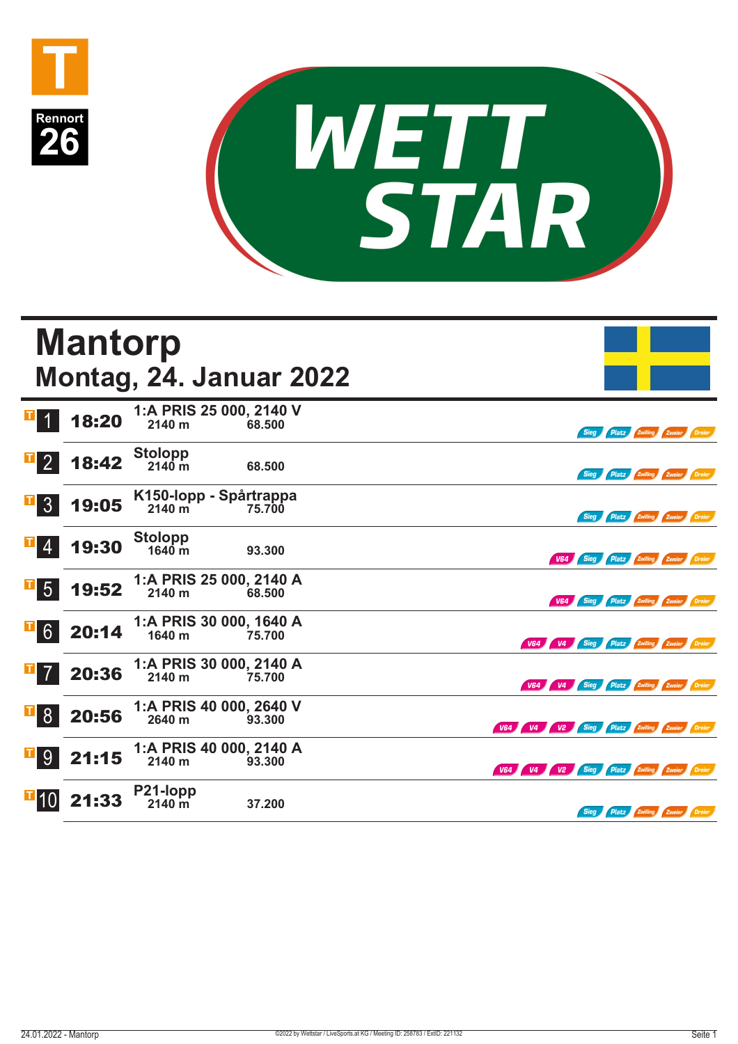T

Rennort 26

WETT STAR

# Mantorp

## Montag, 24. Januar 2022

| | | | | | |
|---|---|---|---|---|---|
| T 1 | 18:20 | 1:A PRIS 25 000, 2140 V | 2140 m | 68.500 | Sieg, Platz, Zwilling, Zweier, Dreier |
| T 2 | 18:42 | Stolopp | 2140 m | 68.500 | Sieg, Platz, Zwilling, Zweier, Dreier |
| T 3 | 19:05 | K150-lopp - Spårtrappa | 2140 m | 75.700 | Sieg, Platz, Zwilling, Zweier, Dreier |
| T 4 | 19:30 | Stolopp | 1640 m | 93.300 | V64, Sieg, Platz, Zwilling, Zweier, Dreier |
| T 5 | 19:52 | 1:A PRIS 25 000, 2140 A | 2140 m | 68.500 | V64, Sieg, Platz, Zwilling, Zweier, Dreier |
| T 6 | 20:14 | 1:A PRIS 30 000, 1640 A | 1640 m | 75.700 | V64, V4, Sieg, Platz, Zwilling, Zweier, Dreier |
| T 7 | 20:36 | 1:A PRIS 30 000, 2140 A | 2140 m | 75.700 | V64, V4, Sieg, Platz, Zwilling, Zweier, Dreier |
| T 8 | 20:56 | 1:A PRIS 40 000, 2640 V | 2640 m | 93.300 | V64, V4, V2, Sieg, Platz, Zwilling, Zweier, Dreier |
| T 9 | 21:15 | 1:A PRIS 40 000, 2140 A | 2140 m | 93.300 | V64, V4, V2, Sieg, Platz, Zwilling, Zweier, Dreier |
| T 10 | 21:33 | P21-lopp | 2140 m | 37.200 | Sieg, Platz, Zwilling, Zweier, Dreier |

24.01.2022 - Mantorp

©2022 by Wettstar / LiveSports.at KG / Meeting ID: 258783 / ExtID: 221132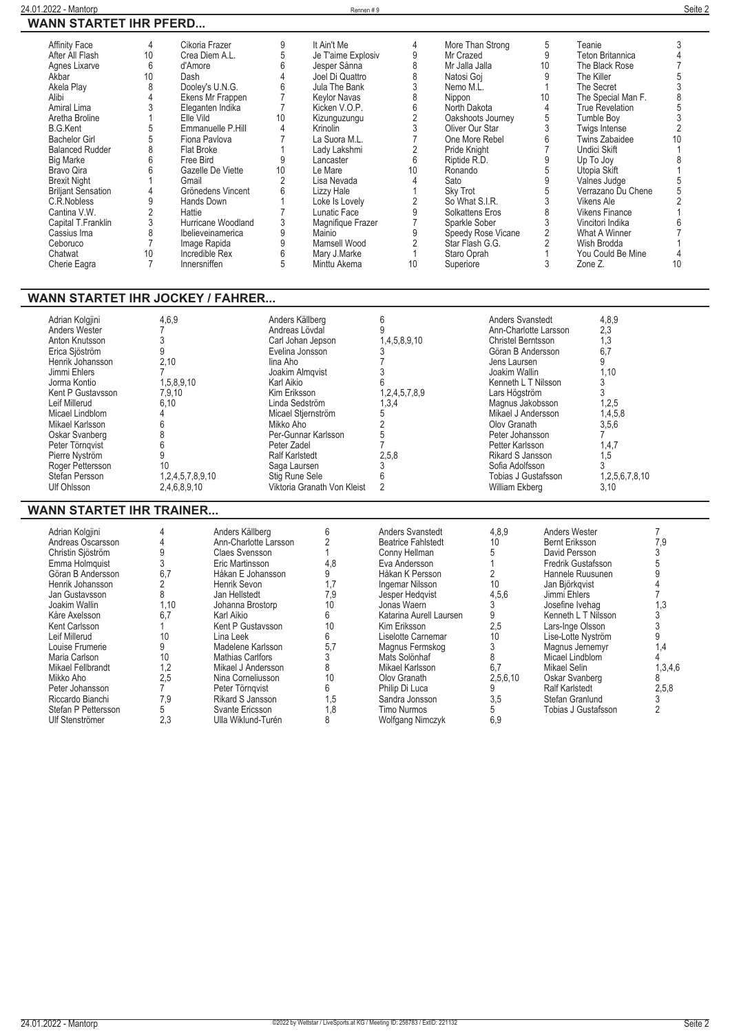## WANN STARTET IHR PFERD...

| | | | | | | | | | | | |
|---|---|---|---|---|---|---|---|---|---|---|---|
| Affinity Face | 4 | Cikoria Frazer | 9 | It Ain't Me | 4 | More Than Strong | 5 | Teanie | 3 |
| After All Flash | 10 | Crea Diem A.L. | 5 | Je T'aime Explosiv | 9 | Mr Crazed | 9 | Teton Britannica | 4 |
| Agnes Lixarve | 6 | d'Amore | 6 | Jesper Sånna | 8 | Mr Jalla Jalla | 10 | The Black Rose | 7 |
| Akbar | 10 | Dash | 4 | Joel Di Quattro | 8 | Natosi Goj | 9 | The Killer | 5 |
| Akela Play | 8 | Dooley's U.N.G. | 6 | Jula The Bank | 3 | Nemo M.L. | 1 | The Secret | 3 |
| Alibi | 4 | Ekens Mr Frappen | 7 | Keylor Navas | 8 | Nippon | 10 | The Special Man F. | 8 |
| Amiral Lima | 3 | Eleganten Indika | 7 | Kicken V.O.P. | 6 | North Dakota | 4 | True Revelation | 5 |
| Aretha Broline | 1 | Elle Vild | 10 | Kizunguzungu | 2 | Oakshoots Journey | 5 | Tumble Boy | 3 |
| B.G.Kent | 5 | Emmanuelle P.Hill | 4 | Krinolin | 3 | Oliver Our Star | 3 | Twigs Intense | 2 |
| Bachelor Girl | 5 | Fiona Pavlova | 7 | La Suora M.L. | 7 | One More Rebel | 6 | Twins Zabaidee | 10 |
| Balanced Rudder | 8 | Flat Broke | 1 | Lady Lakshmi | 2 | Pride Knight | 7 | Undici Skift | 1 |
| Big Marke | 6 | Free Bird | 9 | Lancaster | 6 | Riptide R.D. | 9 | Up To Joy | 8 |
| Bravo Qira | 6 | Gazelle De Viette | 10 | Le Mare | 10 | Ronando | 5 | Utopia Skift | 1 |
| Brexit Night | 1 | Gmail | 2 | Lisa Nevada | 4 | Sato | 9 | Valnes Judge | 5 |
| Briljant Sensation | 4 | Grönedens Vincent | 6 | Lizzy Hale | 1 | Sky Trot | 5 | Verrazano Du Chene | 5 |
| C.R.Nobless | 9 | Hands Down | 1 | Loke Is Lovely | 2 | So What S.I.R. | 3 | Vikens Ale | 2 |
| Cantina V.W. | 2 | Hattie | 7 | Lunatic Face | 9 | Solkattens Eros | 8 | Vikens Finance | 1 |
| Capital T.Franklin | 3 | Hurricane Woodland | 3 | Magnifique Frazer | 7 | Sparkle Sober | 3 | Vincitori Indika | 6 |
| Cassius Ima | 8 | Ibelieveinamerica | 9 | Mainio | 9 | Speedy Rose Vicane | 2 | What A Winner | 7 |
| Ceboruco | 7 | Image Rapida | 9 | Mamsell Wood | 2 | Star Flash G.G. | 2 | Wish Brodda | 1 |
| Chatwat | 10 | Incredible Rex | 6 | Mary J.Marke | 1 | Staro Oprah | 1 | You Could Be Mine | 4 |
| Cherie Eagra | 7 | Innersniffen | 5 | Minttu Akema | 10 | Superiore | 3 | Zone Z. | 10 |

## WANN STARTET IHR JOCKEY / FAHRER...

| | | | | | |
|---|---|---|---|---|---|
| Adrian Kolgjini | 4,6,9 | Anders Källberg | 6 | Anders Svanstedt | 4,8,9 |
| Anders Wester | 7 | Andreas Lövdal | 9 | Ann-Charlotte Larsson | 2,3 |
| Anton Knutsson | 3 | Carl Johan Jepson | 1,4,5,8,9,10 | Christel Berntsson | 1,3 |
| Erica Sjöström | 9 | Evelina Jonsson | 3 | Göran B Andersson | 6,7 |
| Henrik Johansson | 2,10 | Iina Aho | 7 | Jens Laursen | 9 |
| Jimmi Ehlers | 7 | Joakim Almqvist | 3 | Joakim Wallin | 1,10 |
| Jorma Kontio | 1,5,8,9,10 | Karl Aikio | 6 | Kenneth L T Nilsson | 3 |
| Kent P Gustavsson | 7,9,10 | Kim Eriksson | 1,2,4,5,7,8,9 | Lars Högström | 3 |
| Leif Millerud | 6,10 | Linda Sedström | 1,3,4 | Magnus Jakobsson | 1,2,5 |
| Micael Lindblom | 4 | Micael Stjernström | 5 | Mikael J Andersson | 1,4,5,8 |
| Mikael Karlsson | 6 | Mikko Aho | 2 | Olov Granath | 3,5,6 |
| Oskar Svanberg | 8 | Per-Gunnar Karlsson | 5 | Peter Johansson | 7 |
| Peter Törnqvist | 6 | Peter Zadel | 7 | Petter Karlsson | 1,4,7 |
| Pierre Nyström | 9 | Ralf Karlstedt | 2,5,8 | Rikard S Jansson | 1,5 |
| Roger Pettersson | 10 | Saga Laursen | 3 | Sofia Adolfsson | 3 |
| Stefan Persson | 1,2,4,5,7,8,9,10 | Stig Rune Sele | 6 | Tobias J Gustafsson | 1,2,5,6,7,8,10 |
| Ulf Ohlsson | 2,4,6,8,9,10 | Viktoria Granath Von Kleist | 2 | William Ekberg | 3,10 |

## WANN STARTET IHR TRAINER...

| | | | | | | | |
|---|---|---|---|---|---|---|---|
| Adrian Kolgjini | 4 | Anders Källberg | 6 | Anders Svanstedt | 4,8,9 | Anders Wester | 7 |
| Andreas Oscarsson | 4 | Ann-Charlotte Larsson | 2 | Beatrice Fahlstedt | 10 | Bernt Eriksson | 7,9 |
| Christin Sjöström | 9 | Claes Svensson | 1 | Conny Hellman | 5 | David Persson | 3 |
| Emma Holmquist | 3 | Eric Martinsson | 4,8 | Eva Andersson | 1 | Fredrik Gustafsson | 5 |
| Göran B Andersson | 6,7 | Håkan E Johansson | 9 | Håkan K Persson | 2 | Hannele Ruusunen | 9 |
| Henrik Johansson | 2 | Henrik Sevon | 1,7 | Ingemar Nilsson | 10 | Jan Björkqvist | 4 |
| Jan Gustavsson | 8 | Jan Hellstedt | 7,9 | Jesper Hedqvist | 4,5,6 | Jimmi Ehlers | 7 |
| Joakim Wallin | 1,10 | Johanna Brostorp | 10 | Jonas Waern | 3 | Josefine Ivehag | 1,3 |
| Kåre Axelsson | 6,7 | Karl Aikio | 6 | Katarina Aurell Laursen | 9 | Kenneth L T Nilsson | 3 |
| Kent Carlsson | 1 | Kent P Gustavsson | 10 | Kim Eriksson | 2,5 | Lars-Inge Olsson | 3 |
| Leif Millerud | 10 | Lina Leek | 6 | Liselotte Carnemar | 10 | Lise-Lotte Nyström | 9 |
| Louise Frumerie | 9 | Madelene Karlsson | 5,7 | Magnus Fermskog | 3 | Magnus Jernemyr | 1,4 |
| Maria Carlson | 10 | Mathias Carlfors | 3 | Mats Solönhaf | 8 | Micael Lindblom | 4 |
| Mikael Fellbrandt | 1,2 | Mikael J Andersson | 8 | Mikael Karlsson | 6,7 | Mikael Selin | 1,3,4,6 |
| Mikko Aho | 2,5 | Nina Corneliusson | 10 | Olov Granath | 2,5,6,10 | Oskar Svanberg | 8 |
| Peter Johansson | 7 | Peter Törnqvist | 6 | Philip Di Luca | 9 | Ralf Karlstedt | 2,5,8 |
| Riccardo Bianchi | 7,9 | Rikard S Jansson | 1,5 | Sandra Jonsson | 3,5 | Stefan Granlund | 3 |
| Stefan P Pettersson | 5 | Svante Ericsson | 1,8 | Timo Nurmos | 5 | Tobias J Gustafsson | 2 |
| Ulf Stenströmer | 2,3 | Ulla Wiklund-Turén | 8 | Wolfgang Nimczyk | 6,9 | | |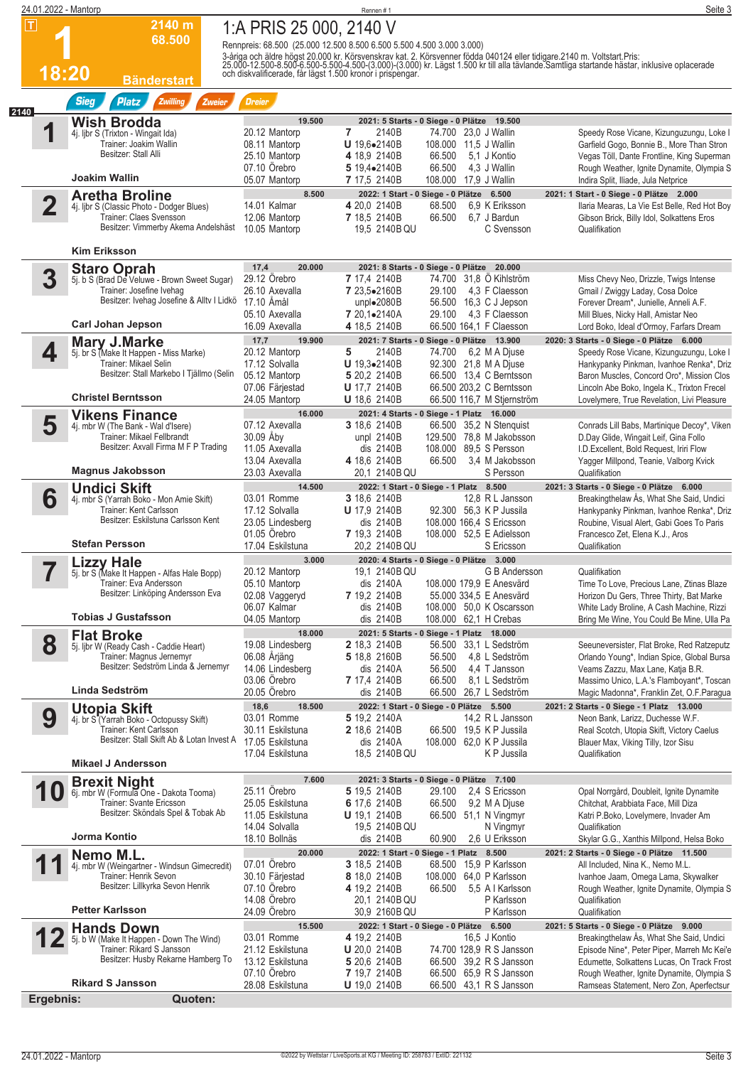# 1:A PRIS 25 000, 2140 V

**1** — 18:20 — 2140 m — 68.500 — Bänderstart

Rennpreis: 68.500 (25.000 12.500 8.500 6.500 5.500 4.500 3.000 3.000)
3-åriga och äldre högst 20.000 kr. Körsvenskrav kat. 2. Körsvenner födda 040124 eller tidigare.2140 m. Voltstart.Pris: 25.000-12.500-8.500-6.500-5.500-4.500-(3.000)-(3.000) kr. Lägst 1.500 kr till alla tävlande.Samtliga startande hästar, inklusive oplacerade och diskvalificerade, får lägst 1.500 kronor i prispengar.

Sieg | Platz | Zwilling | Zweier | Dreier

---

## 1 Wish Brodda
4j. ljbr S (Trixton - Wingait Ida)
Trainer: Joakim Wallin
Besitzer: Stall Alli
**Joakim Wallin**

19.500 — 2021: 5 Starts - 0 Siege - 0 Plätze 19.500

| | | | | | | | |
|---|---|---|---|---|---|---|---|
| 20.12 Mantorp | 7 | 2140B | 74.700 | 23,0 | J Wallin | Speedy Rose Vicane, Kizunguzungu, Loke I |
| 08.11 Mantorp | U 19,6•2140B | | 108.000 | 11,5 | J Wallin | Garfield Gogo, Bonnie B., More Than Stron |
| 25.10 Mantorp | 4 18,9 2140B | | 66.500 | 5,1 | J Kontio | Vegas Töll, Dante Frontline, King Superman |
| 07.10 Örebro | 5 19,4•2140B | | 66.500 | 4,3 | J Wallin | Rough Weather, Ignite Dynamite, Olympia S |
| 05.07 Mantorp | 7 17,5 2140B | | 108.000 | 17,9 | J Wallin | Indira Split, Iliade, Jula Netprice |

## 2 Aretha Broline
4j. ljbr S (Classic Photo - Dodger Blues)
Trainer: Claes Svensson
Besitzer: Vimmerby Akema Andelshäst
**Kim Eriksson**

8.500 — 2022: 1 Start - 0 Siege - 0 Plätze 6.500 — 2021: 1 Start - 0 Siege - 0 Plätze 2.000

| | | | | | |
|---|---|---|---|---|---|
| 14.01 Kalmar | 4 20,0 2140B | 68.500 | 6,9 | K Eriksson | Ilaria Mearas, La Vie Est Belle, Red Hot Boy |
| 12.06 Mantorp | 7 18,5 2140B | 66.500 | 6,7 | J Bardun | Gibson Brick, Billy Idol, Solkattens Eros |
| 10.05 Mantorp | 19,5 2140B QU | | | C Svensson | Qualifikation |

## 3 Staro Oprah
5j. b S (Brad De Veluwe - Brown Sweet Sugar)
Trainer: Josefine Ivehag
Besitzer: Ivehag Josefine & Alltv I Lidkö
**Carl Johan Jepson**

17,4 — 20.000 — 2021: 8 Starts - 0 Siege - 0 Plätze 20.000

| | | | | | |
|---|---|---|---|---|---|
| 29.12 Örebro | 7 17,4 2140B | 74.700 | 31,8 | Ö Kihlström | Miss Chevy Neo, Drizzle, Twigs Intense |
| 26.10 Axevalla | 7 23,5•2160B | 29.100 | 4,3 | F Claesson | Gmail / Zwiggy Laday, Cosa Dolce |
| 17.10 Åmål | unpl•2080B | 56.500 | 16,3 | C J Jepson | Forever Dream*, Junielle, Anneli A.F. |
| 05.10 Axevalla | 7 20,1•2140A | 29.100 | 4,3 | F Claesson | Mill Blues, Nicky Hall, Amistar Neo |
| 16.09 Axevalla | 4 18,5 2140B | 66.500 | 164,1 | F Claesson | Lord Boko, Ideal d'Ormoy, Farfars Dream |

## 4 Mary J.Marke
5j. br S (Make It Happen - Miss Marke)
Trainer: Mikael Selin
Besitzer: Stall Markebo I Tjällmo (Selin
**Christel Berntsson**

17,7 — 19.900 — 2021: 7 Starts - 0 Siege - 0 Plätze 13.900 — 2020: 3 Starts - 0 Siege - 0 Plätze 6.000

| | | | | | |
|---|---|---|---|---|---|
| 20.12 Mantorp | 5 2140B | 74.700 | 6,2 | M A Djuse | Speedy Rose Vicane, Kizunguzungu, Loke I |
| 17.12 Solvalla | U 19,3•2140B | 92.300 | 21,8 | M A Djuse | Hankypanky Pinkman, Ivanhoe Renka*, Driz |
| 05.12 Mantorp | 5 20,2 2140B | 66.500 | 13,4 | C Berntsson | Baron Muscles, Concord Oro*, Mission Clos |
| 07.06 Färjestad | U 17,7 2140B | 66.500 | 203,2 | C Berntsson | Lincoln Abe Boko, Ingela K., Trixton Frecel |
| 24.05 Mantorp | U 18,6 2140B | 66.500 | 116,1 | M Stjernström | Lovelymere, True Revelation, Livi Pleasure |

## 5 Vikens Finance
4j. mbr W (The Bank - Wal d'Isere)
Trainer: Mikael Fellbrandt
Besitzer: Axvall Firma M F P Trading
**Magnus Jakobsson**

16.000 — 2021: 4 Starts - 0 Siege - 1 Platz 16.000

| | | | | | |
|---|---|---|---|---|---|
| 07.12 Axevalla | 3 18,6 2140B | 66.500 | 35,2 | N Stenquist | Conrads Lill Babs, Martinique Decoy*, Viken |
| 30.09 Åby | unpl 2140B | 129.500 | 78,8 | M Jakobsson | D.Day Glide, Wingait Leif, Gina Follo |
| 11.05 Axevalla | dis 2140B | 108.000 | 89,5 | S Persson | I.D.Excellent, Bold Request, Iriri Flow |
| 13.04 Axevalla | 4 18,6 2140B | 66.500 | 3,4 | M Jakobsson | Yagger Millpond, Teanie, Valborg Kvick |
| 23.03 Axevalla | 20,1 2140B QU | | | S Persson | Qualifikation |

## 6 Undici Skift
4j. mbr S (Yarrah Boko - Mon Amie Skift)
Trainer: Kent Carlsson
Besitzer: Eskilstuna Carlsson Kent
**Stefan Persson**

14.500 — 2022: 1 Start - 0 Siege - 1 Platz 8.500 — 2021: 3 Starts - 0 Siege - 0 Plätze 6.000

| | | | | | |
|---|---|---|---|---|---|
| 03.01 Romme | 3 18,6 2140B | | 12,8 | R L Jansson | Breakingthelaw Ås, What She Said, Undici |
| 17.12 Solvalla | U 17,9 2140B | 92.300 | 56,3 | K P Jussila | Hankypanky Pinkman, Ivanhoe Renka*, Driz |
| 23.05 Lindesberg | dis 2140B | 108.000 | 166,4 | S Ericsson | Roubine, Visual Alert, Gabi Goes To Paris |
| 01.05 Örebro | 7 19,3 2140B | 108.000 | 52,5 | E Adielsson | Francesco Zet, Elena K.J., Aros |
| 17.04 Eskilstuna | 20,2 2140B QU | | | S Ericsson | Qualifikation |

## 7 Lizzy Hale
5j. br S (Make It Happen - Alfas Hale Bopp)
Trainer: Eva Andersson
Besitzer: Linköping Andersson Eva
**Tobias J Gustafsson**

3.000 — 2020: 4 Starts - 0 Siege - 0 Plätze 3.000

| | | | | | |
|---|---|---|---|---|---|
| 20.12 Mantorp | 19,1 2140B QU | | | G B Andersson | Qualifikation |
| 05.10 Mantorp | dis 2140A | 108.000 | 179,9 | E Anesvärd | Time To Love, Precious Lane, Ztinas Blaze |
| 02.08 Vaggeryd | 7 19,2 2140B | 55.000 | 334,5 | E Anesvärd | Horizon Du Gers, Three Thirty, Bat Marke |
| 06.07 Kalmar | dis 2140B | 108.000 | 50,0 | K Oscarsson | White Lady Broline, A Cash Machine, Rizzi |
| 04.05 Mantorp | dis 2140B | 108.000 | 62,1 | H Crebas | Bring Me Wine, You Could Be Mine, Ulla Pa |

## 8 Flat Broke
5j. ljbr W (Ready Cash - Caddie Heart)
Trainer: Magnus Jernemyr
Besitzer: Sedström Linda & Jernemyr
**Linda Sedström**

18.000 — 2021: 5 Starts - 0 Siege - 1 Platz 18.000

| | | | | | |
|---|---|---|---|---|---|
| 19.08 Lindesberg | 2 18,3 2140B | 56.500 | 33,1 | L Sedström | Seeuneversister, Flat Broke, Red Ratzeputz |
| 06.08 Årjäng | 5 18,8 2160B | 56.500 | 4,8 | L Sedström | Orlando Young*, Indian Spice, Global Bursa |
| 14.06 Lindesberg | dis 2140A | 56.500 | 4,4 | T Jansson | Veams Zazzu, Max Lane, Katja B.R. |
| 03.06 Örebro | 7 17,4 2140B | 66.500 | 8,1 | L Sedström | Massimo Unico, L.A.'s Flamboyant*, Toscan |
| 20.05 Örebro | dis 2140B | 66.500 | 26,7 | L Sedström | Magic Madonna*, Franklin Zet, O.F.Paragua |

## 9 Utopia Skift
4j. br S (Yarrah Boko - Octopussy Skift)
Trainer: Kent Carlsson
Besitzer: Stall Skift Ab & Lotan Invest A
**Mikael J Andersson**

18,6 — 18.500 — 2022: 1 Start - 0 Siege - 0 Plätze 5.500 — 2021: 2 Starts - 0 Siege - 1 Platz 13.000

| | | | | | |
|---|---|---|---|---|---|
| 03.01 Romme | 5 19,2 2140A | | 14,2 | R L Jansson | Neon Bank, Larizz, Duchesse W.F. |
| 30.11 Eskilstuna | 2 18,6 2140B | 66.500 | 19,5 | K P Jussila | Real Scotch, Utopia Skift, Victory Caelus |
| 17.05 Eskilstuna | dis 2140A | 108.000 | 62,0 | K P Jussila | Blauer Max, Viking Tilly, Izor Sisu |
| 17.04 Eskilstuna | 18,5 2140B QU | | | K P Jussila | Qualifikation |

## 10 Brexit Night
6j. mbr W (Formula One - Dakota Tooma)
Trainer: Svante Ericsson
Besitzer: Sköndals Spel & Tobak Ab
**Jorma Kontio**

7.600 — 2021: 3 Starts - 0 Siege - 0 Plätze 7.100

| | | | | | |
|---|---|---|---|---|---|
| 25.11 Örebro | 5 19,5 2140B | 29.100 | 2,4 | S Ericsson | Opal Norrgård, Doubleit, Ignite Dynamite |
| 25.05 Eskilstuna | 6 17,6 2140B | 66.500 | 9,2 | M A Djuse | Chitchat, Arabbiata Face, Mill Diza |
| 11.05 Eskilstuna | U 19,1 2140B | 66.500 | 51,1 | N Vingmyr | Katri P.Boko, Lovelymere, Invader Am |
| 14.04 Solvalla | 19,5 2140B QU | | | N Vingmyr | Qualifikation |
| 18.10 Bollnäs | dis 2140B | 60.900 | 2,6 | U Eriksson | Skylar G.G., Xanthis Millpond, Helsa Boko |

## 11 Nemo M.L.
4j. mbr W (Weingartner - Windsun Gimecredit)
Trainer: Henrik Sevon
Besitzer: Lillkyrka Sevon Henrik
**Petter Karlsson**

20.000 — 2022: 1 Start - 0 Siege - 1 Platz 8.500 — 2021: 2 Starts - 0 Siege - 0 Plätze 11.500

| | | | | | |
|---|---|---|---|---|---|
| 07.01 Örebro | 3 18,5 2140B | 68.500 | 15,9 | P Karlsson | All Included, Nina K., Nemo M.L. |
| 30.10 Färjestad | 8 18,0 2140B | 108.000 | 64,0 | P Karlsson | Ivanhoe Jaam, Omega Lama, Skywalker |
| 07.10 Örebro | 4 19,2 2140B | 66.500 | 5,5 | A I Karlsson | Rough Weather, Ignite Dynamite, Olympia S |
| 14.08 Örebro | 20,1 2140B QU | | | P Karlsson | Qualifikation |
| 24.09 Örebro | 30,9 2160B QU | | | P Karlsson | Qualifikation |

## 12 Hands Down
5j. b W (Make It Happen - Down The Wind)
Trainer: Rikard S Jansson
Besitzer: Husby Rekarne Hamberg To
**Rikard S Jansson**

15.500 — 2022: 1 Start - 0 Siege - 0 Plätze 6.500 — 2021: 5 Starts - 0 Siege - 0 Plätze 9.000

| | | | | | |
|---|---|---|---|---|---|
| 03.01 Romme | 4 19,2 2140B | | 16,5 | J Kontio | Breakingthelaw Ås, What She Said, Undici |
| 21.12 Eskilstuna | U 20,0 2140B | 74.700 | 128,9 | R S Jansson | Episode Nine*, Peter Piper, Marreh Mc Kei'e |
| 13.12 Eskilstuna | 5 20,6 2140B | 66.500 | 39,2 | R S Jansson | Edumette, Solkattens Lucas, On Track Frost |
| 07.10 Örebro | 7 19,7 2140B | 66.500 | 65,9 | R S Jansson | Rough Weather, Ignite Dynamite, Olympia S |
| 28.08 Eskilstuna | U 19,0 2140B | 66.500 | 43,1 | R S Jansson | Ramseas Statement, Nero Zon, Aperfectsur |

**Ergebnis:** | **Quoten:**

©2022 by Wettstar / LiveSports.at KG / Meeting ID: 258783 / ExtID: 221132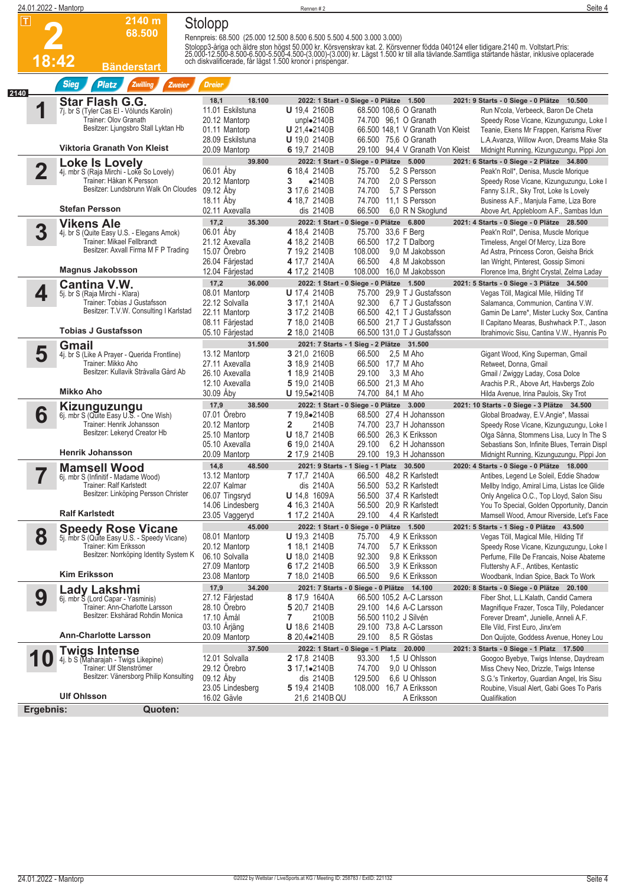# 2 — Stolopp

**2140 m** · **68.500** · **18:42** · **Bänderstart**

Rennpreis: 68.500 (25.000 12.500 8.500 6.500 5.500 4.500 3.000 3.000)

Stolopp3-åriga och äldre ston högst 50.000 kr. Körsvenskrav kat. 2. Körsvenner födda 040124 eller tidigare.2140 m. Voltstart.Pris: 25.000-12.500-8.500-6.500-5.500-4.500-(3.000)-(3.000) kr. Lägst 1.500 kr till alla tävlande.Samtliga startande hästar, inklusive oplacerade och diskvalificerade, får lägst 1.500 kronor i prispengar.

Sieg · Platz · Zwilling · Zweier · Dreier

2140

## 1 Star Flash G.G.
7j. br S (Tyler Cas El - Völunds Karolin)
Trainer: Olov Granath
Besitzer: Ljungsbro Stall Lyktan Hb
Fahrer: Viktoria Granath Von Kleist

18,1 · 18.100 · 2022: 1 Start - 0 Siege - 0 Plätze 1.500 · 2021: 9 Starts - 0 Siege - 0 Plätze 10.500

| | | | | | | |
|---|---|---|---|---|---|---|
| 11.01 Eskilstuna | U 19,4 2160B | 68.500 | 108,6 | O Granath | Run N'cola, Verbeeck, Baron De Cheta |
| 20.12 Mantorp | unpl•2140B | 74.700 | 96,1 | O Granath | Speedy Rose Vicane, Kizunguzungu, Loke I |
| 01.11 Mantorp | U 21,4•2140B | 66.500 | 148,1 | V Granath Von Kleist | Teanie, Ekens Mr Frappen, Karisma River |
| 28.09 Eskilstuna | U 19,0 2140B | 66.500 | 75,6 | O Granath | L.A.Avanza, Willow Avon, Dreams Make Sta |
| 20.09 Mantorp | 6 19,7 2140B | 29.100 | 94,4 | V Granath Von Kleist | Midnight Running, Kizunguzungu, Pippi Jon |

## 2 Loke Is Lovely
4j. mbr S (Raja Mirchi - Loke So Lovely)
Trainer: Håkan K Persson
Besitzer: Lundsbrunn Walk On Clouds
Fahrer: Stefan Persson

39.800 · 2022: 1 Start - 0 Siege - 0 Plätze 5.000 · 2021: 6 Starts - 0 Siege - 2 Plätze 34.800

| | | | | | |
|---|---|---|---|---|---|
| 06.01 Åby | 6 18,4 2140B | 75.700 | 5,2 | S Persson | Peak'n Roll*, Denisa, Muscle Morique |
| 20.12 Mantorp | 3 •2140B | 74.700 | 2,0 | S Persson | Speedy Rose Vicane, Kizunguzungu, Loke I |
| 09.12 Åby | 3 17,6 2140B | 74.700 | 5,7 | S Persson | Fanny S.I.R., Sky Trot, Loke Is Lovely |
| 18.11 Åby | 4 18,7 2140B | 74.700 | 11,1 | S Persson | Business A.F., Manjula Fame, Liza Bore |
| 02.11 Axevalla | dis 2140B | 66.500 | 6,0 | R N Skoglund | Above Art, Applebloom A.F., Sambas Idun |

## 3 Vikens Ale
4j. br S (Quite Easy U.S. - Elegans Amok)
Trainer: Mikael Fellbrandt
Besitzer: Axvall Firma M F P Trading
Fahrer: Magnus Jakobsson

17,2 · 35.300 · 2022: 1 Start - 0 Siege - 0 Plätze 6.800 · 2021: 4 Starts - 0 Siege - 1 Plätze 28.500

| | | | | | |
|---|---|---|---|---|---|
| 06.01 Åby | 4 18,4 2140B | 75.700 | 33,6 | F Berg | Peak'n Roll*, Denisa, Muscle Morique |
| 21.12 Axevalla | 4 18,2 2140B | 66.500 | 17,2 | T Dalborg | Timeless, Angel Of Mercy, Liza Bore |
| 15.07 Örebro | 7 19,2 2140B | 108.000 | 9,0 | M Jakobsson | Ad Astra, Princess Coron, Geisha Brick |
| 26.04 Färjestad | 4 17,7 2140A | 66.500 | 4,8 | M Jakobsson | Ian Wright, Pinterest, Gossip Simoni |
| 12.04 Färjestad | 4 17,2 2140B | 108.000 | 16,0 | M Jakobsson | Florence Ima, Bright Crystal, Zelma Laday |

## 4 Cantina V.W.
5j. br S (Raja Mirchi - Klara)
Trainer: Tobias J Gustafsson
Besitzer: T.V.W. Consulting I Karlstad
Fahrer: Tobias J Gustafsson

17,2 · 36.000 · 2022: 1 Start - 0 Siege - 0 Plätze 1.500 · 2021: 5 Starts - 0 Siege - 3 Plätze 34.500

| | | | | | |
|---|---|---|---|---|---|
| 08.01 Mantorp | U 17,4 2140B | 75.700 | 29,9 | T J Gustafsson | Vegas Töll, Magical Mile, Hilding Tif |
| 22.12 Solvalla | 3 17,1 2140A | 92.300 | 6,7 | T J Gustafsson | Salamanca, Communion, Cantina V.W. |
| 22.11 Mantorp | 3 17,2 2140B | 66.500 | 42,1 | T J Gustafsson | Gamin De Larre*, Mister Lucky Sox, Cantina |
| 08.11 Färjestad | 7 18,0 2140B | 66.500 | 21,7 | T J Gustafsson | Il Capitano Mearas, Bushwhack P.T., Jason |
| 05.10 Färjestad | 2 18,0 2140B | 66.500 | 131,0 | T J Gustafsson | Ibrahimovic Sisu, Cantina V.W., Hyannis Po |

## 5 Gmail
4j. br S (Like A Prayer - Querida Frontline)
Trainer: Mikko Aho
Besitzer: Kullavik Stråvalla Gård Ab
Fahrer: Mikko Aho

31.500 · 2021: 7 Starts - 1 Sieg - 2 Plätze 31.500

| | | | | | |
|---|---|---|---|---|---|
| 13.12 Mantorp | 3 21,0 2160B | 66.500 | 2,5 | M Aho | Gigant Wood, King Superman, Gmail |
| 27.11 Axevalla | 3 18,9 2140B | 66.500 | 17,7 | M Aho | Retweet, Donna, Gmail |
| 26.10 Axevalla | 1 18,9 2140B | 29.100 | 3,3 | M Aho | Gmail / Zwiggy Laday, Cosa Dolce |
| 12.10 Axevalla | 5 19,0 2140B | 66.500 | 21,3 | M Aho | Arachis P.R., Above Art, Havbergs Zolo |
| 30.09 Åby | U 19,5•2140B | 74.700 | 84,1 | M Aho | Hilda Avenue, Irina Paulois, Sky Trot |

## 6 Kizunguzungu
6j. mbr S (Quite Easy U.S. - One Wish)
Trainer: Henrik Johansson
Besitzer: Lekeryd Creator Hb
Fahrer: Henrik Johansson

17,9 · 38.500 · 2022: 1 Start - 0 Siege - 0 Plätze 3.000 · 2021: 10 Starts - 0 Siege - 3 Plätze 34.500

| | | | | | |
|---|---|---|---|---|---|
| 07.01 Örebro | 7 19,8•2140B | 68.500 | 27,4 | H Johansson | Global Broadway, E.V.Angie*, Massai |
| 20.12 Mantorp | 2 2140B | 74.700 | 23,7 | H Johansson | Speedy Rose Vicane, Kizunguzungu, Loke I |
| 25.10 Mantorp | U 18,7 2140B | 66.500 | 26,3 | H Johansson | Olga Sånna, Strong Lisa, Lucy In The S |
| 05.10 Axevalla | 6 19,0 2140A | 29.100 | 6,2 | H Johansson | Sebastians Son, Infinite Blues, Terrain Displ |
| 20.09 Mantorp | 2 17,9 2140B | 29.100 | 19,3 | H Johansson | Midnight Running, Kizunguzungu, Pippi Jon |

## 7 Mamsell Wood
6j. mbr S (Infinitif - Madame Wood)
Trainer: Ralf Karlstedt
Besitzer: Linköping Persson Christer
Fahrer: Ralf Karlstedt

14,8 · 48.500 · 2021: 9 Starts - 1 Sieg - 1 Platz 30.500 · 2020: 4 Starts - 0 Siege - 0 Plätze 18.000

| | | | | | |
|---|---|---|---|---|---|
| 13.12 Mantorp | 7 17,7 2140A | 66.500 | 48,2 | R Karlstedt | Antibes, Legend Le Soleil, Eddie Shadow |
| 22.07 Kalmar | dis 2140A | 56.500 | 53,2 | R Karlstedt | Mellby Indigo, Amiral Lima, Listas Ice Glide |
| 06.07 Tingsryd | U 14,8 1609A | 56.500 | 37,4 | R Karlstedt | Only Angelica O.C., Top Lloyd, Salon Sisu |
| 14.06 Lindesberg | 4 16,3 2140A | 56.500 | 20,9 | R Karlstedt | You To Special, Golden Opportunity, Dancin |
| 23.05 Vaggeryd | 1 17,2 2140A | 29.100 | 4,4 | R Karlstedt | Mamsell Wood, Amour Riverside, Let's Face |

## 8 Speedy Rose Vicane
5j. mbr S (Quite Easy U.S. - Speedy Vicane)
Trainer: Kim Eriksson
Besitzer: Norrköping Identity System K
Fahrer: Kim Eriksson

45.000 · 2022: 1 Start - 0 Siege - 0 Plätze 1.500 · 2021: 5 Starts - 1 Sieg - 0 Plätze 43.500

| | | | | | |
|---|---|---|---|---|---|
| 08.01 Mantorp | U 19,3 2140B | 75.700 | 4,9 | K Eriksson | Vegas Töll, Magical Mile, Hilding Tif |
| 20.12 Mantorp | 1 18,1 2140B | 74.700 | 5,7 | K Eriksson | Speedy Rose Vicane, Kizunguzungu, Loke I |
| 06.10 Solvalla | U 18,0 2140B | 92.300 | 9,8 | K Eriksson | Perfume, Fille De Francais, Noise Abateme |
| 27.09 Mantorp | 6 17,2 2140B | 66.500 | 3,9 | K Eriksson | Fluttershy A.F., Antibes, Kentastic |
| 23.08 Mantorp | 7 18,0 2140B | 66.500 | 9,6 | K Eriksson | Woodbank, Indian Spice, Back To Work |

## 9 Lady Lakshmi
6j. mbr S (Lord Capar - Yasminis)
Trainer: Ann-Charlotte Larsson
Besitzer: Ekshärad Rohdin Monica
Fahrer: Ann-Charlotte Larsson

17,9 · 34.200 · 2021: 7 Starts - 0 Siege - 0 Plätze 14.100 · 2020: 8 Starts - 0 Siege - 0 Plätze 20.100

| | | | | | |
|---|---|---|---|---|---|
| 27.12 Färjestad | 8 17,9 1640A | 66.500 | 105,2 | A-C Larsson | Fiber Shot, L.L.Kalath, Candid Camera |
| 28.10 Örebro | 5 20,7 2140B | 29.100 | 14,6 | A-C Larsson | Magnifique Frazer, Tosca Tilly, Poledancer |
| 17.10 Åmål | 7 2100B | 56.500 | 112,2 | J Silvén | Forever Dream*, Junielle, Anneli A.F. |
| 03.10 Årjäng | U 18,6 2140B | 29.100 | 73,8 | A-C Larsson | Elle Vild, First Euro, Jinx'em |
| 20.09 Mantorp | 8 20,4•2140B | 29.100 | 8,5 | R Göstas | Don Quijote, Goddess Avenue, Honey Lou |

## 10 Twigs Intense
4j. b S (Maharajah - Twigs Likepine)
Trainer: Ulf Stenströmer
Besitzer: Vänersborg Philip Konsulting
Fahrer: Ulf Ohlsson

37.500 · 2022: 1 Start - 0 Siege - 1 Platz 20.000 · 2021: 3 Starts - 0 Siege - 1 Platz 17.500

| | | | | | |
|---|---|---|---|---|---|
| 12.01 Solvalla | 2 17,8 2140B | 93.300 | 1,5 | U Ohlsson | Googoo Byebye, Twigs Intense, Daydream |
| 29.12 Örebro | 3 17,1•2140B | 74.700 | 9,0 | U Ohlsson | Miss Chevy Neo, Drizzle, Twigs Intense |
| 09.12 Åby | dis 2140B | 129.500 | 6,6 | U Ohlsson | S.G.'s Tinkertoy, Guardian Angel, Iris Sisu |
| 23.05 Lindesberg | 5 19,4 2140B | 108.000 | 16,7 | A Eriksson | Roubine, Visual Alert, Gabi Goes To Paris |
| 16.02 Gävle | 21,6 2140B QU | | | A Eriksson | Qualifikation |

**Ergebnis:** **Quoten:**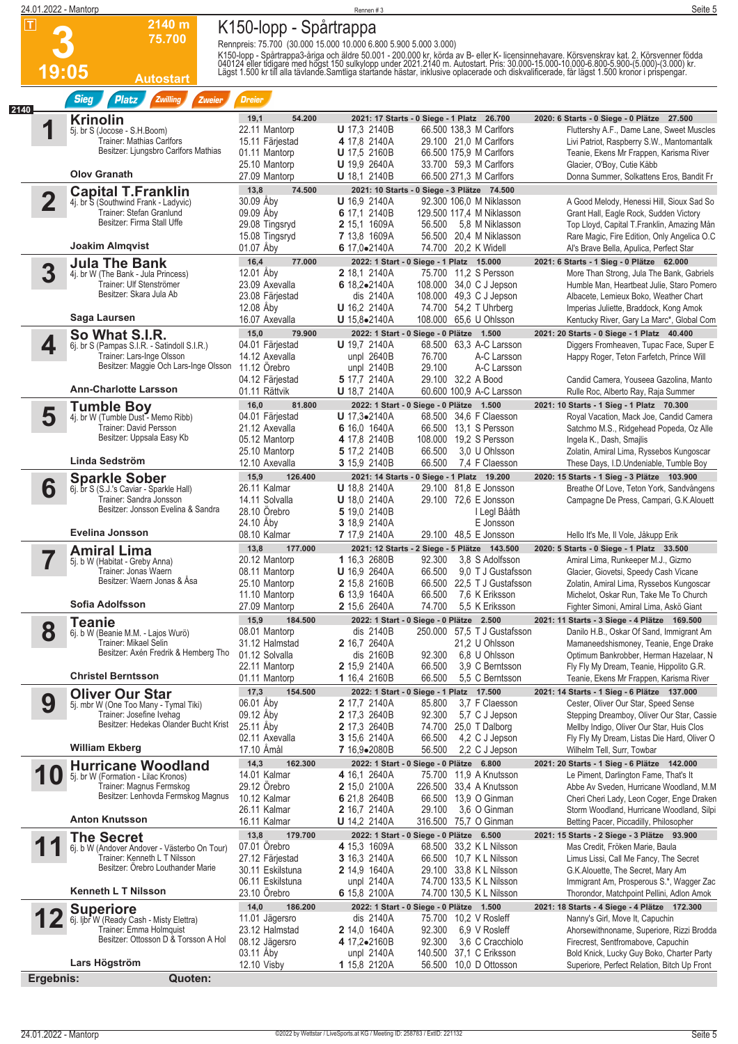# 3 — 19:05 — 2140 m — 75.700 — Autostart

## K150-lopp - Spårtrappa

Rennpreis: 75.700 (30.000 15.000 10.000 6.800 5.900 5.000 3.000)

K150-lopp - Spårtrappa3-åriga och äldre 50.001 - 200.000 kr, körda av B- eller K- licensinnehavare. Körsvenskrav kat. 2. Körsvenner födda 040124 eller tidigare med högst 150 sulkylopp under 2021.2140 m. Autostart. Pris: 30.000-15.000-10.000-6.800-5.900-(5.000)-(3.000) kr. Lägst 1.500 kr till alla tävlande.Samtliga startande hästar, inklusive oplacerade och diskvalificerade, får lägst 1.500 kronor i prispengar.

Sieg | Platz | Zwilling | Zweier | Dreier

**2140**

### 1 Krinolin
5j. br S (Jocose - S.H.Boom)
Trainer: Mathias Carlfors
Besitzer: Ljungsbro Carlfors Mathias
**Olov Granath**

19,1 — 54.200 | 2021: 17 Starts - 0 Siege - 1 Platz 26.700 | 2020: 6 Starts - 0 Siege - 0 Plätze 27.500

| Datum | Bahn | Pl. | Zeit | Dist. | Preis | Quote | Fahrer | Einlauf |
|---|---|---|---|---|---|---|---|---|
| 22.11 | Mantorp | U | 17,3 | 2140B | 66.500 | 138,3 | M Carlfors | Fluttershy A.F., Dame Lane, Sweet Muscles |
| 15.11 | Färjestad | 4 | 17,8 | 2140A | 29.100 | 21,0 | M Carlfors | Livi Patriot, Raspberry S.W., Mantomantalk |
| 01.11 | Mantorp | U | 17,5 | 2160B | 66.500 | 175,9 | M Carlfors | Teanie, Ekens Mr Frappen, Karisma River |
| 25.10 | Mantorp | U | 19,9 | 2640A | 33.700 | 59,3 | M Carlfors | Glacier, O'Boy, Cutie Kåbb |
| 27.09 | Mantorp | U | 18,1 | 2140B | 66.500 | 271,3 | M Carlfors | Donna Summer, Solkattens Eros, Bandit Fr |

### 2 Capital T.Franklin
4j. br S (Southwind Frank - Ladyvic)
Trainer: Stefan Granlund
Besitzer: Firma Stall Uffe
**Joakim Almqvist**

13,8 — 74.500 | 2021: 10 Starts - 0 Siege - 3 Plätze 74.500

| Datum | Bahn | Pl. | Zeit | Dist. | Preis | Quote | Fahrer | Einlauf |
|---|---|---|---|---|---|---|---|---|
| 30.09 | Åby | U | 16,9 | 2140A | 92.300 | 106,0 | M Niklasson | A Good Melody, Henessi Hill, Sioux Sad So |
| 09.09 | Åby | 6 | 17,1 | 2140B | 129.500 | 117,4 | M Niklasson | Grant Hall, Eagle Rock, Sudden Victory |
| 29.08 | Tingsryd | 2 | 15,1 | 1609A | 56.500 | 5,8 | M Niklasson | Top Lloyd, Capital T.Franklin, Amazing Mån |
| 15.08 | Tingsryd | 7 | 13,8 | 1609A | 56.500 | 20,4 | M Niklasson | Rare Magic, Fire Edition, Only Angelica O.C |
| 01.07 | Åby | 6 | 17,0● | 2140A | 74.700 | 20,2 | K Widell | Al's Brave Bella, Apulica, Perfect Star |

### 3 Jula The Bank
4j. br W (The Bank - Jula Princess)
Trainer: Ulf Stenströmer
Besitzer: Skara Jula Ab
**Saga Laursen**

16,4 — 77.000 | 2022: 1 Start - 0 Siege - 1 Platz 15.000 | 2021: 6 Starts - 1 Sieg - 0 Plätze 62.000

| Datum | Bahn | Pl. | Zeit | Dist. | Preis | Quote | Fahrer | Einlauf |
|---|---|---|---|---|---|---|---|---|
| 12.01 | Åby | 2 | 18,1 | 2140A | 75.700 | 11,2 | S Persson | More Than Strong, Jula The Bank, Gabriels |
| 23.09 | Axevalla | 6 | 18,2● | 2140A | 108.000 | 34,0 | C J Jepson | Humble Man, Heartbeat Julie, Staro Pomero |
| 23.08 | Färjestad | dis | | 2140A | 108.000 | 49,3 | C J Jepson | Albacete, Lemieux Boko, Weather Chart |
| 12.08 | Åby | U | 16,2 | 2140A | 74.700 | 54,2 | T Uhrberg | Imperias Juliette, Braddock, Kong Amok |
| 16.07 | Axevalla | U | 15,8● | 2140A | 108.000 | 65,6 | U Ohlsson | Kentucky River, Gary La Marc*, Global Com |

### 4 So What S.I.R.
6j. br S (Pampas S.I.R. - Satindoll S.I.R.)
Trainer: Lars-Inge Olsson
Besitzer: Maggie Och Lars-Inge Olsson
**Ann-Charlotte Larsson**

15,0 — 79.900 | 2022: 1 Start - 0 Siege - 0 Plätze 1.500 | 2021: 20 Starts - 0 Siege - 1 Platz 40.400

| Datum | Bahn | Pl. | Zeit | Dist. | Preis | Quote | Fahrer | Einlauf |
|---|---|---|---|---|---|---|---|---|
| 04.01 | Färjestad | U | 19,7 | 2140A | 68.500 | 63,3 | A-C Larsson | Diggers Fromheaven, Tupac Face, Super E |
| 14.12 | Axevalla | unpl | | 2640B | 76.700 | | A-C Larsson | Happy Roger, Teton Farfetch, Prince Will |
| 11.12 | Örebro | unpl | | 2140B | 29.100 | | A-C Larsson | |
| 04.12 | Färjestad | 5 | 17,7 | 2140A | 29.100 | 32,2 | A Bood | Candid Camera, Youseea Gazolina, Manto |
| 01.11 | Rättvik | U | 18,7 | 2140A | 60.600 | 100,9 | A-C Larsson | Rulle Roc, Alberto Ray, Raja Summer |

### 5 Tumble Boy
4j. br W (Tumble Dust - Memo Ribb)
Trainer: David Persson
Besitzer: Uppsala Easy Kb
**Linda Sedström**

16,0 — 81.800 | 2022: 1 Start - 0 Siege - 0 Plätze 1.500 | 2021: 10 Starts - 1 Sieg - 1 Platz 70.300

| Datum | Bahn | Pl. | Zeit | Dist. | Preis | Quote | Fahrer | Einlauf |
|---|---|---|---|---|---|---|---|---|
| 04.01 | Färjestad | U | 17,3● | 2140A | 68.500 | 34,6 | F Claesson | Royal Vacation, Mack Joe, Candid Camera |
| 21.12 | Axevalla | 6 | 16,0 | 1640A | 66.500 | 13,1 | S Persson | Satchmo M.S., Ridgehead Popeda, Oz Alle |
| 05.12 | Mantorp | 4 | 17,8 | 2140B | 108.000 | 19,2 | S Persson | Ingela K., Dash, Smajlis |
| 25.10 | Mantorp | 5 | 17,2 | 2140B | 66.500 | 3,0 | U Ohlsson | Zolatin, Amiral Lima, Ryssebos Kungoscar |
| 12.10 | Axevalla | 3 | 15,9 | 2140B | 66.500 | 7,4 | F Claesson | These Days, I.D.Undeniable, Tumble Boy |

### 6 Sparkle Sober
6j. br S (S.J.'s Caviar - Sparkle Hall)
Trainer: Sandra Jonsson
Besitzer: Jonsson Evelina & Sandra
**Evelina Jonsson**

15,9 — 126.400 | 2021: 14 Starts - 0 Siege - 1 Platz 19.200 | 2020: 15 Starts - 1 Sieg - 3 Plätze 103.900

| Datum | Bahn | Pl. | Zeit | Dist. | Preis | Quote | Fahrer | Einlauf |
|---|---|---|---|---|---|---|---|---|
| 26.11 | Kalmar | U | 18,8 | 2140A | 29.100 | 81,8 | E Jonsson | Breathe Of Love, Teton York, Sandvångens |
| 14.11 | Solvalla | U | 18,0 | 2140A | 29.100 | 72,6 | E Jonsson | Campagne De Press, Campari, G.K.Alouett |
| 28.10 | Örebro | 5 | 19,0 | 2140B | | | I Legl Bååth | |
| 24.10 | Åby | 3 | 18,9 | 2140A | | | E Jonsson | |
| 08.10 | Kalmar | 7 | 17,9 | 2140A | 29.100 | 48,5 | E Jonsson | Hello It's Me, Il Vole, Jåkupp Erik |

### 7 Amiral Lima
5j. b W (Habitat - Greby Anna)
Trainer: Jonas Waern
Besitzer: Waern Jonas & Åsa
**Sofia Adolfsson**

13,8 — 177.000 | 2021: 12 Starts - 2 Siege - 5 Plätze 143.500 | 2020: 5 Starts - 0 Siege - 1 Platz 33.500

| Datum | Bahn | Pl. | Zeit | Dist. | Preis | Quote | Fahrer | Einlauf |
|---|---|---|---|---|---|---|---|---|
| 20.12 | Mantorp | 1 | 16,3 | 2680B | 92.300 | 3,8 | S Adolfsson | Amiral Lima, Runkeeper M.J., Gizmo |
| 08.11 | Mantorp | U | 16,9 | 2640A | 66.500 | 9,0 | T J Gustafsson | Glacier, Giovetsi, Speedy Cash Vicane |
| 25.10 | Mantorp | 2 | 15,8 | 2160B | 66.500 | 22,5 | T J Gustafsson | Zolatin, Amiral Lima, Ryssebos Kungoscar |
| 11.10 | Mantorp | 6 | 13,9 | 1640A | 66.500 | 7,6 | K Eriksson | Michelot, Oskar Run, Take Me To Church |
| 27.09 | Mantorp | 2 | 15,6 | 2640A | 74.700 | 5,5 | K Eriksson | Fighter Simoni, Amiral Lima, Askö Giant |

### 8 Teanie
6j. b W (Beanie M.M. - Lajos Wurö)
Trainer: Mikael Selin
Besitzer: Axén Fredrik & Hemberg Tho
**Christel Berntsson**

15,9 — 184.500 | 2022: 1 Start - 0 Siege - 0 Plätze 2.500 | 2021: 11 Starts - 3 Siege - 4 Plätze 169.500

| Datum | Bahn | Pl. | Zeit | Dist. | Preis | Quote | Fahrer | Einlauf |
|---|---|---|---|---|---|---|---|---|
| 08.01 | Mantorp | dis | | 2140B | 250.000 | 57,5 | T J Gustafsson | Danilo H.B., Oskar Of Sand, Immigrant Am |
| 31.12 | Halmstad | 2 | 16,7 | 2640A | | 21,2 | U Ohlsson | Mamaneedshismoney, Teanie, Enge Drake |
| 01.12 | Solvalla | dis | | 2160B | 92.300 | 6,8 | U Ohlsson | Optimum Bankrobber, Herman Hazelaar, N |
| 22.11 | Mantorp | 2 | 15,9 | 2140A | 66.500 | 3,9 | C Berntsson | Fly Fly My Dream, Teanie, Hippolito G.R. |
| 01.11 | Mantorp | 1 | 16,4 | 2160B | 66.500 | 5,5 | C Berntsson | Teanie, Ekens Mr Frappen, Karisma River |

### 9 Oliver Our Star
5j. mbr W (One Too Many - Tymal Tiki)
Trainer: Josefine Ivehag
Besitzer: Hedekas Olander Bucht Krist
**William Ekberg**

17,3 — 154.500 | 2022: 1 Start - 0 Siege - 1 Platz 17.500 | 2021: 14 Starts - 1 Sieg - 6 Plätze 137.000

| Datum | Bahn | Pl. | Zeit | Dist. | Preis | Quote | Fahrer | Einlauf |
|---|---|---|---|---|---|---|---|---|
| 06.01 | Åby | 2 | 17,7 | 2140A | 85.800 | 3,7 | F Claesson | Cester, Oliver Our Star, Speed Sense |
| 09.12 | Åby | 2 | 17,3 | 2640B | 92.300 | 5,7 | C J Jepson | Stepping Dreamboy, Oliver Our Star, Cassie |
| 25.11 | Åby | 2 | 17,3 | 2640B | 74.700 | 25,0 | T Dalborg | Mellby Indigo, Oliver Our Star, Huis Clos |
| 02.11 | Axevalla | 3 | 15,6 | 2140A | 66.500 | 4,2 | C J Jepson | Fly Fly My Dream, Listas Die Hard, Oliver O |
| 17.10 | Åmål | 7 | 16,9● | 2080B | 56.500 | 2,2 | C J Jepson | Wilhelm Tell, Surr, Towbar |

### 10 Hurricane Woodland
5j. br W (Formation - Lilac Kronos)
Trainer: Magnus Fermskog
Besitzer: Lenhovda Fermskog Magnus
**Anton Knutsson**

14,3 — 162.300 | 2022: 1 Start - 0 Siege - 0 Plätze 6.800 | 2021: 20 Starts - 1 Sieg - 6 Plätze 142.000

| Datum | Bahn | Pl. | Zeit | Dist. | Preis | Quote | Fahrer | Einlauf |
|---|---|---|---|---|---|---|---|---|
| 14.01 | Kalmar | 4 | 16,1 | 2640A | 75.700 | 11,9 | A Knutsson | Le Piment, Darlington Fame, That's It |
| 29.12 | Örebro | 2 | 15,0 | 2100A | 226.500 | 33,4 | A Knutsson | Abbe Av Sveden, Hurricane Woodland, M.M |
| 10.12 | Kalmar | 6 | 21,8 | 2640B | 66.500 | 13,9 | O Ginman | Cheri Cheri Lady, Leon Coger, Enge Draken |
| 26.11 | Kalmar | 2 | 16,7 | 2140A | 29.100 | 3,6 | O Ginman | Storm Woodland, Hurricane Woodland, Silpi |
| 16.11 | Kalmar | U | 14,2 | 2140A | 316.500 | 75,7 | O Ginman | Betting Pacer, Piccadilly, Philosopher |

### 11 The Secret
6j. b W (Andover Andover - Västerbo On Tour)
Trainer: Kenneth L T Nilsson
Besitzer: Örebro Louthander Marie
**Kenneth L T Nilsson**

13,8 — 179.700 | 2022: 1 Start - 0 Siege - 0 Plätze 6.500 | 2021: 15 Starts - 2 Siege - 3 Plätze 93.900

| Datum | Bahn | Pl. | Zeit | Dist. | Preis | Quote | Fahrer | Einlauf |
|---|---|---|---|---|---|---|---|---|
| 07.01 | Örebro | 4 | 15,3 | 1609A | 68.500 | 33,2 | K L Nilsson | Mas Credit, Fröken Marie, Baula |
| 27.12 | Färjestad | 3 | 16,3 | 2140A | 66.500 | 10,7 | K L Nilsson | Limus Lissi, Call Me Fancy, The Secret |
| 30.11 | Eskilstuna | 2 | 14,9 | 1640A | 29.100 | 33,8 | K L Nilsson | G.K.Alouette, The Secret, Mary Am |
| 06.11 | Eskilstuna | unpl | | 2140A | 74.700 | | K L Nilsson | Immigrant Am, Prosperous S.*, Wagger Zac |
| 23.10 | Örebro | 6 | 15,8 | 2100A | 74.700 | 130,5 | K L Nilsson | Thorondor, Matchpoint Pellini, Adlon Amok |

### 12 Superiore
6j. ljbr W (Ready Cash - Misty Elettra)
Trainer: Emma Holmquist
Besitzer: Ottosson D & Torsson A Hol
**Lars Högström**

14,0 — 186.200 | 2022: 1 Start - 0 Siege - 0 Plätze 1.500 | 2021: 18 Starts - 4 Siege - 4 Plätze 172.300

| Datum | Bahn | Pl. | Zeit | Dist. | Preis | Quote | Fahrer | Einlauf |
|---|---|---|---|---|---|---|---|---|
| 11.01 | Jägersro | dis | | 2140A | 75.700 | 10,2 | V Rosleff | Nanny's Girl, Move It, Capuchin |
| 23.12 | Halmstad | 2 | 14,0 | 1640A | 92.300 | 6,9 | V Rosleff | Ahorsewithnoname, Superiore, Rizzi Brodda |
| 08.12 | Jägersro | 4 | 17,2● | 2160B | 92.300 | 3,6 | C Cracchiolo | Firecrest, Sentfromabove, Capuchin |
| 03.11 | Åby | unpl | | 2140A | 140.500 | 37,1 | C Eriksson | Bold Knick, Lucky Guy Boko, Charter Party |
| 12.10 | Visby | 1 | 15,8 | 2120A | 56.500 | 10,0 | D Ottosson | Superiore, Perfect Relation, Bitch Up Front |

**Ergebnis:** **Quoten:**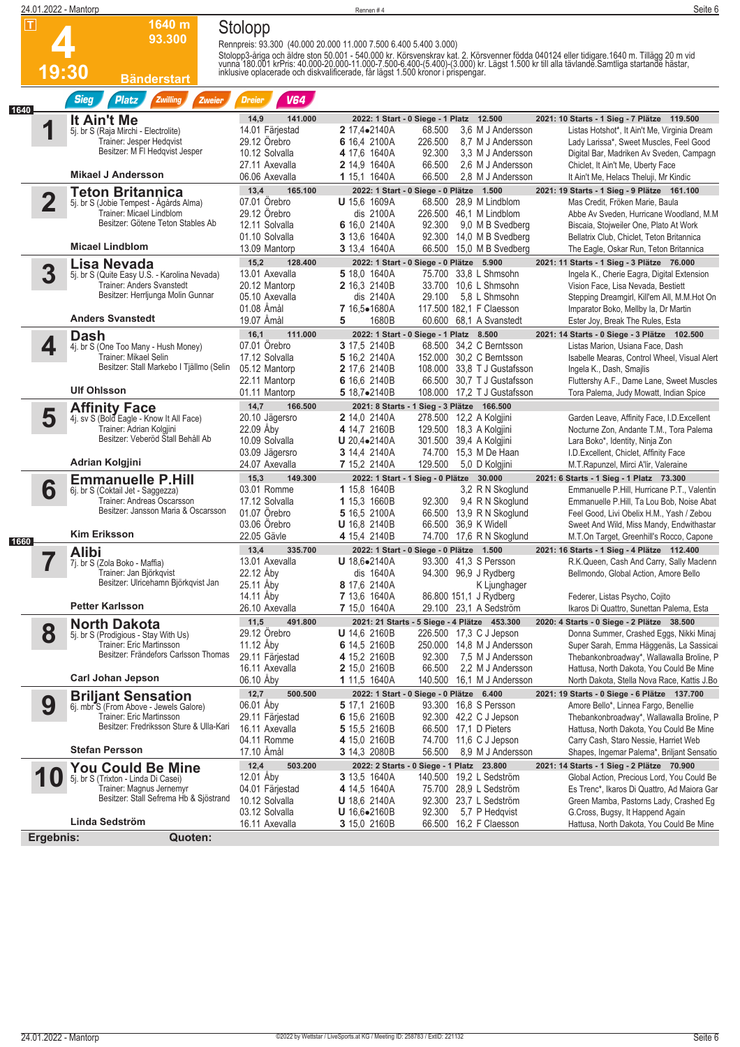# 4 – Stolopp

**1640 m** · **93.300** · **19:30** · **Bänderstart**

Rennpreis: 93.300 (40.000 20.000 11.000 7.500 6.400 5.400 3.000)

Stolopp3-åriga och äldre ston 50.001 - 540.000 kr. Körsvenskrav kat. 2. Körsvenner födda 040124 eller tidigare.1640 m. Tillägg 20 m vid vunna 180.001 krPris: 40.000-20.000-11.000-7.500-6.400-(5.400)-(3.000) kr. Lägst 1.500 kr till alla tävlande.Samtliga startande hästar, inklusive oplacerade och diskvalificerade, får lägst 1.500 kronor i prispengar.

Sieg · Platz · Zwilling · Zweier · Dreier · V64

## 1640

### 1 It Ain't Me
5j. br S (Raja Mirchi - Electrolite)
Trainer: Jesper Hedqvist
Besitzer: M Fl Hedqvist Jesper
**Mikael J Andersson**

14,9 · 141.000 · 2022: 1 Start - 0 Siege - 1 Platz 12.500 · 2021: 10 Starts - 1 Sieg - 7 Plätze 119.500

| | | | | | |
|---|---|---|---|---|---|
| 14.01 Färjestad | 2 17,4●2140A | 68.500 | 3,6 M J Andersson | Listas Hotshot*, It Ain't Me, Virginia Dream |
| 29.12 Örebro | 6 16,4 2100A | 226.500 | 8,7 M J Andersson | Lady Larissa*, Sweet Muscles, Feel Good |
| 10.12 Solvalla | 4 17,6 1640A | 92.300 | 3,3 M J Andersson | Digital Bar, Madriken Av Sveden, Campagn |
| 27.11 Axevalla | 2 14,9 1640A | 66.500 | 2,6 M J Andersson | Chiclet, It Ain't Me, Uberty Face |
| 06.06 Axevalla | 1 15,1 1640A | 66.500 | 2,8 M J Andersson | It Ain't Me, Helacs Theluji, Mr Kindic |

### 2 Teton Britannica
5j. br S (Jobie Tempest - Ågårds Alma)
Trainer: Micael Lindblom
Besitzer: Götene Teton Stables Ab
**Micael Lindblom**

13,4 · 165.100 · 2022: 1 Start - 0 Siege - 0 Plätze 1.500 · 2021: 19 Starts - 1 Sieg - 9 Plätze 161.100

| | | | | |
|---|---|---|---|---|
| 07.01 Örebro | U 15,6 1609A | 68.500 | 28,9 M Lindblom | Mas Credit, Fröken Marie, Baula |
| 29.12 Örebro | dis 2100A | 226.500 | 46,1 M Lindblom | Abbe Av Sveden, Hurricane Woodland, M.M |
| 12.11 Solvalla | 6 16,0 2140A | 92.300 | 9,0 M B Svedberg | Biscaia, Stojweiler One, Plato At Work |
| 01.10 Solvalla | 3 13,6 1640A | 92.300 | 14,0 M B Svedberg | Bellatrix Club, Chiclet, Teton Britannica |
| 13.09 Mantorp | 3 13,4 1640A | 66.500 | 15,0 M B Svedberg | The Eagle, Oskar Run, Teton Britannica |

### 3 Lisa Nevada
5j. br S (Quite Easy U.S. - Karolina Nevada)
Trainer: Anders Svanstedt
Besitzer: Herrljunga Molin Gunnar
**Anders Svanstedt**

15,2 · 128.400 · 2022: 1 Start - 0 Siege - 0 Plätze 5.900 · 2021: 11 Starts - 1 Sieg - 3 Plätze 76.000

| | | | | |
|---|---|---|---|---|
| 13.01 Axevalla | 5 18,0 1640A | 75.700 | 33,8 L Shmsohn | Ingela K., Cherie Eagra, Digital Extension |
| 20.12 Mantorp | 2 16,3 2140B | 33.700 | 10,6 L Shmsohn | Vision Face, Lisa Nevada, Bestiett |
| 05.10 Axevalla | dis 2140A | 29.100 | 5,8 L Shmsohn | Stepping Dreamgirl, Kill'em All, M.M.Hot On |
| 01.08 Åmål | 7 16,5●1680A | 117.500 | 182,1 F Claesson | Imparator Boko, Mellby Ia, Dr Martin |
| 19.07 Åmål | 5 1680B | 60.600 | 68,1 A Svanstedt | Ester Joy, Break The Rules, Esta |

### 4 Dash
4j. br S (One Too Many - Hush Money)
Trainer: Mikael Selin
Besitzer: Stall Markebo I Tjällmo (Selin
**Ulf Ohlsson**

16,1 · 111.000 · 2022: 1 Start - 0 Siege - 1 Platz 8.500 · 2021: 14 Starts - 0 Siege - 3 Plätze 102.500

| | | | | |
|---|---|---|---|---|
| 07.01 Örebro | 3 17,5 2140B | 68.500 | 34,2 C Berntsson | Listas Marion, Usiana Face, Dash |
| 17.12 Solvalla | 5 16,2 2140A | 152.000 | 30,2 C Berntsson | Isabelle Mearas, Control Wheel, Visual Alert |
| 05.12 Mantorp | 2 17,6 2140B | 108.000 | 33,8 T J Gustafsson | Ingela K., Dash, Smajlis |
| 22.11 Mantorp | 6 16,6 2140B | 66.500 | 30,7 T J Gustafsson | Fluttershy A.F., Dame Lane, Sweet Muscles |
| 01.11 Mantorp | 5 18,7●2140B | 108.000 | 17,2 T J Gustafsson | Tora Palema, Judy Mowatt, Indian Spice |

### 5 Affinity Face
4j. sv S (Bold Eagle - Know It All Face)
Trainer: Adrian Kolgjini
Besitzer: Veberöd Stall Behåll Ab
**Adrian Kolgjini**

14,7 · 166.500 · 2021: 8 Starts - 1 Sieg - 3 Plätze 166.500

| | | | | |
|---|---|---|---|---|
| 20.10 Jägersro | 2 14,0 2140A | 278.500 | 12,2 A Kolgjini | Garden Leave, Affinity Face, I.D.Excellent |
| 22.09 Åby | 4 14,7 2160B | 129.500 | 18,3 A Kolgjini | Nocturne Zon, Andante T.M., Tora Palema |
| 10.09 Solvalla | U 20,4●2140A | 301.500 | 39,4 A Kolgjini | Lara Boko*, Identity, Ninja Zon |
| 03.09 Jägersro | 3 14,4 2140A | 74.700 | 15,3 M De Haan | I.D.Excellent, Chiclet, Affinity Face |
| 24.07 Axevalla | 7 15,2 2140A | 129.500 | 5,0 D Kolgjini | M.T.Rapunzel, Mirci A'lir, Valeraine |

### 6 Emmanuelle P.Hill
6j. br S (Coktail Jet - Saggezza)
Trainer: Andreas Oscarsson
Besitzer: Jansson Maria & Oscarsson
**Kim Eriksson**

15,3 · 149.300 · 2022: 1 Start - 1 Sieg - 0 Plätze 30.000 · 2021: 6 Starts - 1 Sieg - 1 Platz 73.300

| | | | | |
|---|---|---|---|---|
| 03.01 Romme | 1 15,8 1640B | | 3,2 R N Skoglund | Emmanuelle P.Hill, Hurricane P.T., Valentin |
| 17.12 Solvalla | 1 15,3 1660B | 92.300 | 9,4 R N Skoglund | Emmanuelle P.Hill, Ta Lou Bob, Noise Abat |
| 01.07 Örebro | 5 16,5 2100A | 66.500 | 13,9 R N Skoglund | Feel Good, Livi Obelix H.M., Yash / Zebou |
| 03.06 Örebro | U 16,8 2140B | 66.500 | 36,9 K Widell | Sweet And Wild, Miss Mandy, Endwithastar |
| 22.05 Gävle | 4 15,4 2140B | 74.700 | 17,6 R N Skoglund | M.T.On Target, Greenhill's Rocco, Capone |

## 1660

### 7 Alibi
7j. br S (Zola Boko - Maffia)
Trainer: Jan Björkqvist
Besitzer: Ulricehamn Björkqvist Jan
**Petter Karlsson**

13,4 · 335.700 · 2022: 1 Start - 0 Siege - 0 Plätze 1.500 · 2021: 16 Starts - 1 Sieg - 4 Plätze 112.400

| | | | | |
|---|---|---|---|---|
| 13.01 Axevalla | U 18,6●2140A | 93.300 | 41,3 S Persson | R.K.Queen, Cash And Carry, Sally Maclenn |
| 22.12 Åby | dis 1640A | 94.300 | 96,9 J Rydberg | Bellmondo, Global Action, Amore Bello |
| 25.11 Åby | 8 17,6 2140A | | K Ljunghager | |
| 14.11 Åby | 7 13,6 1640A | 86.800 | 151,1 J Rydberg | Federer, Listas Psycho, Cojito |
| 26.10 Axevalla | 7 15,0 1640A | 29.100 | 23,1 A Sedström | Ikaros Di Quattro, Sunettan Palema, Esta |

### 8 North Dakota
5j. br S (Prodigious - Stay With Us)
Trainer: Eric Martinsson
Besitzer: Frändefors Carlsson Thomas
**Carl Johan Jepson**

11,5 · 491.800 · 2021: 21 Starts - 5 Siege - 4 Plätze 453.300 · 2020: 4 Starts - 0 Siege - 2 Plätze 38.500

| | | | | |
|---|---|---|---|---|
| 29.12 Örebro | U 14,6 2160B | 226.500 | 17,3 C J Jepson | Donna Summer, Crashed Eggs, Nikki Minaj |
| 11.12 Åby | 6 14,5 2160B | 250.000 | 14,8 M J Andersson | Super Sarah, Emma Häggenäs, La Sassicai |
| 29.11 Färjestad | 4 15,2 2160B | 92.300 | 7,5 M J Andersson | Thebankonbroadway*, Wallawalla Broline, P |
| 16.11 Axevalla | 2 15,0 2160B | 66.500 | 2,2 M J Andersson | Hattusa, North Dakota, You Could Be Mine |
| 06.10 Åby | 1 11,5 1640A | 140.500 | 16,1 M J Andersson | North Dakota, Stella Nova Race, Kattis J.Bo |

### 9 Briljant Sensation
6j. mbr S (From Above - Jewels Galore)
Trainer: Eric Martinsson
Besitzer: Fredriksson Sture & Ulla-Kari
**Stefan Persson**

12,7 · 500.500 · 2022: 1 Start - 0 Siege - 0 Plätze 6.400 · 2021: 19 Starts - 0 Siege - 6 Plätze 137.700

| | | | | |
|---|---|---|---|---|
| 06.01 Åby | 5 17,1 2160B | 93.300 | 16,8 S Persson | Amore Bello*, Linnea Fargo, Benellie |
| 29.11 Färjestad | 6 15,6 2160B | 92.300 | 42,2 C J Jepson | Thebankonbroadway*, Wallawalla Broline, P |
| 16.11 Axevalla | 5 15,5 2160B | 66.500 | 17,1 D Pieters | Hattusa, North Dakota, You Could Be Mine |
| 04.11 Romme | 4 15,0 2160B | 74.700 | 11,6 C J Jepson | Carry Cash, Stara Nessie, Harriet Web |
| 17.10 Åmål | 3 14,3 2080B | 56.500 | 8,9 M J Andersson | Shapes, Ingemar Palema*, Briljant Sensatio |

### 10 You Could Be Mine
5j. br S (Trixton - Linda Di Casei)
Trainer: Magnus Jernemyr
Besitzer: Stall Sefrema Hb & Sjöstrand
**Linda Sedström**

12,4 · 503.200 · 2022: 2 Starts - 0 Siege - 1 Platz 23.800 · 2021: 14 Starts - 1 Sieg - 2 Plätze 70.900

| | | | | |
|---|---|---|---|---|
| 12.01 Åby | 3 13,5 1640A | 140.500 | 19,2 L Sedström | Global Action, Precious Lord, You Could Be |
| 04.01 Färjestad | 4 14,5 1640A | 75.700 | 28,9 L Sedström | Es Trenc*, Ikaros Di Quattro, Ad Maiora Gar |
| 10.12 Solvalla | U 18,6 2140A | 92.300 | 23,7 L Sedström | Green Mamba, Pastorns Lady, Crashed Eg |
| 03.12 Solvalla | U 16,6●2160B | 92.300 | 7,5 P Hedqvist | G.Cross, Bugsy, It Happend Again |
| 16.11 Axevalla | 3 15,0 2160B | 66.500 | 16,2 F Claesson | Hattusa, North Dakota, You Could Be Mine |

**Ergebnis:** **Quoten:**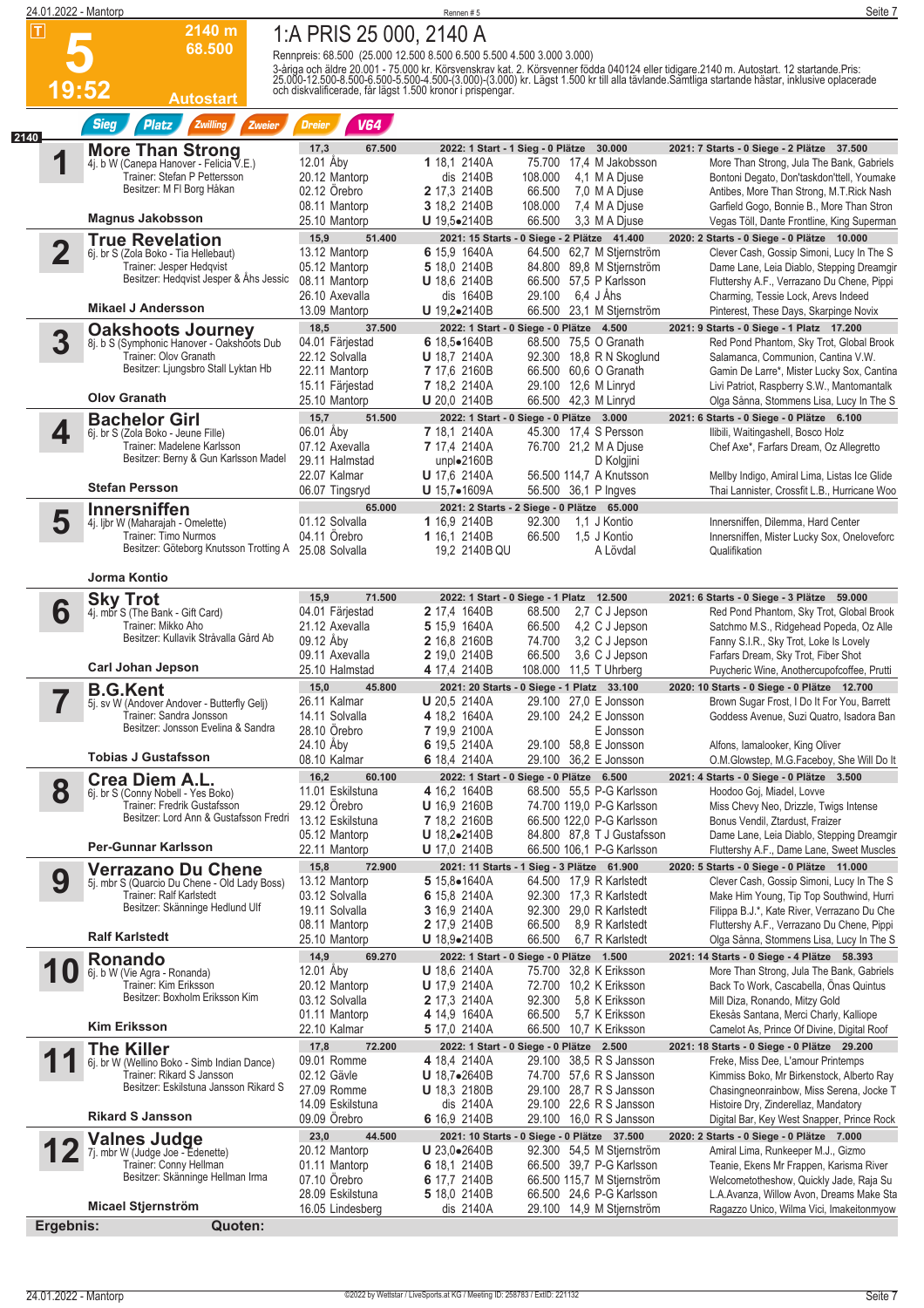# 5 — 1:A PRIS 25 000, 2140 A

2140 m · 68.500 · 19:52 · Autostart

Rennpreis: 68.500 (25.000 12.500 8.500 6.500 5.500 4.500 3.000 3.000)

3-åriga och äldre 20.001 - 75.000 kr. Körsvenskrav kat. 2. Körsvenner födda 040124 eller tidigare.2140 m. Autostart. 12 startande.Pris: 25.000-12.500-8.500-6.500-5.500-4.500-(3.000)-(3.000) kr. Lägst 1.500 kr till alla tävlande.Samtliga startande hästar, inklusive oplacerade och diskvalificerade, får lägst 1.500 kronor i prispengar.

Sieg · Platz · Zwilling · Zweier · Dreier · V64

## 1 More Than Strong
4j. b W (Canepa Hanover - Felicia V.E.)
Trainer: Stefan P Pettersson
Besitzer: M Fl Borg Håkan
**Magnus Jakobsson**

17,3 · 67.500 · 2022: 1 Start - 1 Sieg - 0 Plätze 30.000 · 2021: 7 Starts - 0 Siege - 2 Plätze 37.500

| | | | | | | |
|---|---|---|---|---|---|---|
| 12.01 Åby | 1 18,1 2140A | 75.700 | 17,4 | M Jakobsson | More Than Strong, Jula The Bank, Gabriels |
| 20.12 Mantorp | dis 2140B | 108.000 | 4,1 | M A Djuse | Bontoni Degato, Don'taskdon'ttell, Youmake |
| 02.12 Örebro | 2 17,3 2140B | 66.500 | 7,0 | M A Djuse | Antibes, More Than Strong, M.T.Rick Nash |
| 08.11 Mantorp | 3 18,2 2140B | 108.000 | 7,4 | M A Djuse | Garfield Gogo, Bonnie B., More Than Stron |
| 25.10 Mantorp | U 19,5•2140B | 66.500 | 3,3 | M A Djuse | Vegas Töll, Dante Frontline, King Superman |

## 2 True Revelation
6j. br S (Zola Boko - Tia Hellebaut)
Trainer: Jesper Hedqvist
Besitzer: Hedqvist Jesper & Åhs Jessic
**Mikael J Andersson**

15,9 · 51.400 · 2021: 15 Starts - 0 Siege - 2 Plätze 41.400 · 2020: 2 Starts - 0 Siege - 0 Plätze 10.000

| | | | | | |
|---|---|---|---|---|---|
| 13.12 Mantorp | 6 15,9 1640A | 64.500 | 62,7 | M Stjernström | Clever Cash, Gossip Simoni, Lucy In The S |
| 05.12 Mantorp | 5 18,0 2140B | 84.800 | 89,8 | M Stjernström | Dame Lane, Leia Diablo, Stepping Dreamgir |
| 08.11 Mantorp | U 18,6 2140B | 66.500 | 57,5 | P Karlsson | Fluttershy A.F., Verrazano Du Chene, Pippi |
| 26.10 Axevalla | dis 1640B | 29.100 | 6,4 | J Åhs | Charming, Tessie Lock, Arevs Indeed |
| 13.09 Mantorp | U 19,2•2140B | 66.500 | 23,1 | M Stjernström | Pinterest, These Days, Skarpinge Novix |

## 3 Oakshoots Journey
8j. b S (Symphonic Hanover - Oakshoots Dub
Trainer: Olov Granath
Besitzer: Ljungsbro Stall Lyktan Hb
**Olov Granath**

18,5 · 37.500 · 2022: 1 Start - 0 Siege - 0 Plätze 4.500 · 2021: 9 Starts - 0 Siege - 1 Platz 17.200

| | | | | | |
|---|---|---|---|---|---|
| 04.01 Färjestad | 6 18,5•1640B | 68.500 | 75,5 | O Granath | Red Pond Phantom, Sky Trot, Global Brook |
| 22.12 Solvalla | U 18,7 2140A | 92.300 | 18,8 | R N Skoglund | Salamanca, Communion, Cantina V.W. |
| 22.11 Mantorp | 7 17,6 2160B | 66.500 | 60,6 | O Granath | Gamin De Larre*, Mister Lucky Sox, Cantina |
| 15.11 Färjestad | 7 18,2 2140A | 29.100 | 12,6 | M Linryd | Livi Patriot, Raspberry S.W., Mantomantalk |
| 25.10 Mantorp | U 20,0 2140B | 66.500 | 42,3 | M Linryd | Olga Sånna, Stommens Lisa, Lucy In The S |

## 4 Bachelor Girl
6j. br S (Zola Boko - Jeune Fille)
Trainer: Madelene Karlsson
Besitzer: Berny & Gun Karlsson Madel
**Stefan Persson**

15,7 · 51.500 · 2022: 1 Start - 0 Siege - 0 Plätze 3.000 · 2021: 6 Starts - 0 Siege - 0 Plätze 6.100

| | | | | | |
|---|---|---|---|---|---|
| 06.01 Åby | 7 18,1 2140A | 45.300 | 17,4 | S Persson | Ilibili, Waitingashell, Bosco Holz |
| 17.12 Axevalla | 7 17,4 2140A | 76.700 | 21,2 | M A Djuse | Chef Axe*, Farfars Dream, Oz Allegretto |
| 29.11 Halmstad | unpl•2160B | | | D Kolgjini | |
| 22.07 Kalmar | U 17,6 2140A | 56.500 | 114,7 | A Knutsson | Mellby Indigo, Amiral Lima, Listas Ice Glide |
| 06.07 Tingsryd | U 15,7•1609A | 56.500 | 36,1 | P Ingves | Thai Lannister, Crossfit L.B., Hurricane Woo |

## 5 Innersniffen
4j. ljbr W (Maharajah - Omelette)
Trainer: Timo Nurmos
Besitzer: Göteborg Knutsson Trotting A
**Jorma Kontio**

65.000 · 2021: 2 Starts - 2 Siege - 0 Plätze 65.000

| | | | | | |
|---|---|---|---|---|---|
| 01.12 Solvalla | 1 16,9 2140B | 92.300 | 1,1 | J Kontio | Innersniffen, Dilemma, Hard Center |
| 04.11 Örebro | 1 16,1 2140B | 66.500 | 1,5 | J Kontio | Innersniffen, Mister Lucky Sox, Oneloveforc |
| 25.08 Solvalla | 19,2 2140B QU | | | A Lövdal | Qualifikation |

## 6 Sky Trot
4j. mbr S (The Bank - Gift Card)
Trainer: Mikko Aho
Besitzer: Kullavik Stråvalla Gård Ab
**Carl Johan Jepson**

15,9 · 71.500 · 2022: 1 Start - 0 Siege - 1 Platz 12.500 · 2021: 6 Starts - 0 Siege - 3 Plätze 59.000

| | | | | | |
|---|---|---|---|---|---|
| 04.01 Färjestad | 2 17,4 1640B | 68.500 | 2,7 | C J Jepson | Red Pond Phantom, Sky Trot, Global Brook |
| 21.12 Axevalla | 5 15,9 1640A | 66.500 | 4,2 | C J Jepson | Satchmo M.S., Ridgehead Popeda, Oz Alle |
| 09.12 Åby | 2 16,8 2160B | 74.700 | 3,2 | C J Jepson | Fanny S.I.R., Sky Trot, Loke Is Lovely |
| 09.11 Axevalla | 2 19,0 2140B | 66.500 | 3,6 | C J Jepson | Farfars Dream, Sky Trot, Fiber Shot |
| 25.10 Halmstad | 4 17,4 2140B | 108.000 | 11,5 | T Uhrberg | Puycheric Wine, Anothercupofcoffee, Prutti |

## 7 B.G.Kent
5j. sv W (Andover Andover - Butterfly Gelj)
Trainer: Sandra Jonsson
Besitzer: Jonsson Evelina & Sandra
**Tobias J Gustafsson**

15,0 · 45.800 · 2021: 20 Starts - 0 Siege - 1 Platz 33.100 · 2020: 10 Starts - 0 Siege - 0 Plätze 12.700

| | | | | | |
|---|---|---|---|---|---|
| 26.11 Kalmar | U 20,5 2140A | 29.100 | 27,0 | E Jonsson | Brown Sugar Frost, I Do It For You, Barrett |
| 14.11 Solvalla | 4 18,2 1640A | 29.100 | 24,2 | E Jonsson | Goddess Avenue, Suzi Quatro, Isadora Ban |
| 28.10 Örebro | 7 19,9 2100A | | | E Jonsson | |
| 24.10 Åby | 6 19,5 2140A | 29.100 | 58,8 | E Jonsson | Alfons, Iamalooker, King Oliver |
| 08.10 Kalmar | 6 18,4 2140A | 29.100 | 36,2 | E Jonsson | O.M.Glowstep, M.G.Faceboy, She Will Do It |

## 8 Crea Diem A.L.
6j. br S (Conny Nobell - Yes Boko)
Trainer: Fredrik Gustafsson
Besitzer: Lord Ann & Gustafsson Fredri
**Per-Gunnar Karlsson**

16,2 · 60.100 · 2022: 1 Start - 0 Siege - 0 Plätze 6.500 · 2021: 4 Starts - 0 Siege - 0 Plätze 3.500

| | | | | | |
|---|---|---|---|---|---|
| 11.01 Eskilstuna | 4 16,2 1640B | 68.500 | 55,5 | P-G Karlsson | Hoodoo Goj, Miadel, Lovve |
| 29.12 Örebro | U 16,9 2160B | 74.700 | 119,0 | P-G Karlsson | Miss Chevy Neo, Drizzle, Twigs Intense |
| 13.12 Eskilstuna | 7 18,2 2160B | 66.500 | 122,0 | P-G Karlsson | Bonus Vendil, Ztardust, Fraizer |
| 05.12 Mantorp | U 18,2•2140B | 84.800 | 87,8 | T J Gustafsson | Dame Lane, Leia Diablo, Stepping Dreamgir |
| 22.11 Mantorp | U 17,0 2140B | 66.500 | 106,1 | P-G Karlsson | Fluttershy A.F., Dame Lane, Sweet Muscles |

## 9 Verrazano Du Chene
5j. mbr S (Quarcio Du Chene - Old Lady Boss)
Trainer: Ralf Karlstedt
Besitzer: Skänninge Hedlund Ulf
**Ralf Karlstedt**

15,8 · 72.900 · 2021: 11 Starts - 1 Sieg - 3 Plätze 61.900 · 2020: 5 Starts - 0 Siege - 0 Plätze 11.000

| | | | | | |
|---|---|---|---|---|---|
| 13.12 Mantorp | 5 15,8•1640A | 64.500 | 17,9 | R Karlstedt | Clever Cash, Gossip Simoni, Lucy In The S |
| 03.12 Solvalla | 6 15,8 2140A | 92.300 | 17,3 | R Karlstedt | Make Him Young, Tip Top Southwind, Hurri |
| 19.11 Solvalla | 3 16,9 2140A | 92.300 | 29,0 | R Karlstedt | Filippa B.J.*, Kate River, Verrazano Du Che |
| 08.11 Mantorp | 2 17,9 2140B | 66.500 | 8,9 | R Karlstedt | Fluttershy A.F., Verrazano Du Chene, Pippi |
| 25.10 Mantorp | U 18,9•2140B | 66.500 | 6,7 | R Karlstedt | Olga Sånna, Stommens Lisa, Lucy In The S |

## 10 Ronando
6j. b W (Vie Agra - Ronanda)
Trainer: Kim Eriksson
Besitzer: Boxholm Eriksson Kim
**Kim Eriksson**

14,9 · 69.270 · 2022: 1 Start - 0 Siege - 0 Plätze 1.500 · 2021: 14 Starts - 0 Siege - 4 Plätze 58.393

| | | | | | |
|---|---|---|---|---|---|
| 12.01 Åby | U 18,6 2140A | 75.700 | 32,8 | K Eriksson | More Than Strong, Jula The Bank, Gabriels |
| 20.12 Mantorp | U 17,9 2140A | 72.700 | 10,2 | K Eriksson | Back To Work, Cascabella, Önas Quintus |
| 03.12 Solvalla | 2 17,3 2140A | 92.300 | 5,8 | K Eriksson | Mill Diza, Ronando, Mitzy Gold |
| 01.11 Mantorp | 4 14,9 1640A | 66.500 | 5,7 | K Eriksson | Ekesås Santana, Merci Charly, Kalliope |
| 22.10 Kalmar | 5 17,0 2140A | 66.500 | 10,7 | K Eriksson | Camelot As, Prince Of Divine, Digital Roof |

## 11 The Killer
6j. br W (Wellino Boko - Simb Indian Dance)
Trainer: Rikard S Jansson
Besitzer: Eskilstuna Jansson Rikard S
**Rikard S Jansson**

17,8 · 72.200 · 2022: 1 Start - 0 Siege - 0 Plätze 2.500 · 2021: 18 Starts - 0 Siege - 0 Plätze 29.200

| | | | | | |
|---|---|---|---|---|---|
| 09.01 Romme | 4 18,4 2140A | 29.100 | 38,5 | R S Jansson | Freke, Miss Dee, L'amour Printemps |
| 02.12 Gävle | U 18,7•2640B | 74.700 | 57,6 | R S Jansson | Kimmiss Boko, Mr Birkenstock, Alberto Ray |
| 27.09 Romme | U 18,3 2180B | 29.100 | 28,7 | R S Jansson | Chasingneonrainbow, Miss Serena, Jocke T |
| 14.09 Eskilstuna | dis 2140A | 29.100 | 22,6 | R S Jansson | Histoire Dry, Zinderellaz, Mandatory |
| 09.09 Örebro | 6 16,9 2140B | 29.100 | 16,0 | R S Jansson | Digital Bar, Key West Snapper, Prince Rock |

## 12 Valnes Judge
7j. mbr W (Judge Joe - Edenette)
Trainer: Conny Hellman
Besitzer: Skänninge Hellman Irma
**Micael Stjernström**

23,0 · 44.500 · 2021: 10 Starts - 0 Siege - 0 Plätze 37.500 · 2020: 2 Starts - 0 Siege - 0 Plätze 7.000

| | | | | | |
|---|---|---|---|---|---|
| 20.12 Mantorp | U 23,0•2640B | 92.300 | 54,5 | M Stjernström | Amiral Lima, Runkeeper M.J., Gizmo |
| 01.11 Mantorp | 6 18,1 2140B | 66.500 | 39,7 | P-G Karlsson | Teanie, Ekens Mr Frappen, Karisma River |
| 07.10 Örebro | 6 17,7 2140B | 66.500 | 115,7 | M Stjernström | Welcometotheshow, Quickly Jade, Raja Su |
| 28.09 Eskilstuna | 5 18,0 2140B | 66.500 | 24,6 | P-G Karlsson | L.A.Avanza, Willow Avon, Dreams Make Sta |
| 16.05 Lindesberg | dis 2140A | 29.100 | 14,9 | M Stjernström | Ragazzo Unico, Wilma Vici, Imakeitonmyow |

**Ergebnis:** **Quoten:**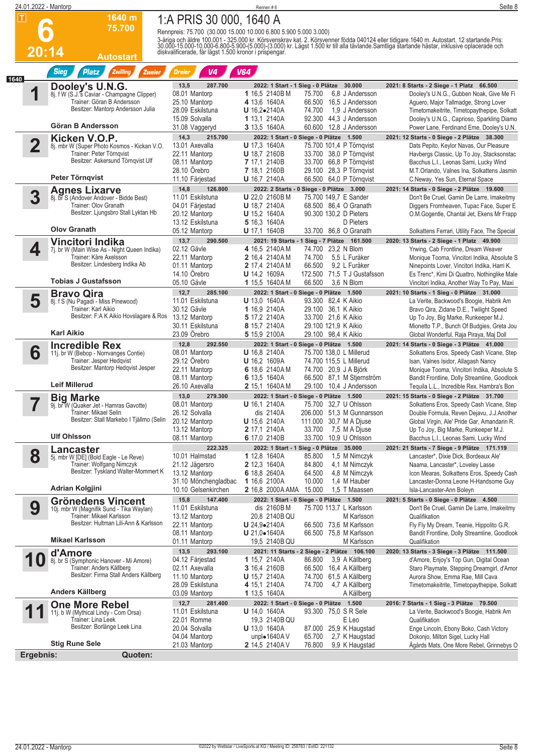# 6 — 1:A PRIS 30 000, 1640 A

**1640 m · 75.700 · 20:14 · Autostart**

Rennpreis: 75.700 (30.000 15.000 10.000 6.800 5.900 5.000 3.000)

3-åriga och äldre 100.001 - 325.000 kr. Körsvenskrav kat. 2. Körsvenner födda 040124 eller tidigare.1640 m. Autostart. 12 startande.Pris: 30.000-15.000-10.000-6.800-5.900-(5.000)-(3.000) kr. Lägst 1.500 kr till alla tävlande.Samtliga startande hästar, inklusive oplacerade och diskvalificerade, får lägst 1.500 kronor i prispengar.

Sieg · Platz · Zwilling · Zweier · Dreier · V4 · V64

---

## 1 Dooley's U.N.G.
8j. f W (S.J.'s Caviar - Champagne Clipper)
Trainer: Göran B Andersson
Besitzer: Mantorp Andersson Julia
**Göran B Andersson**

13,5 · 287.700 · 2022: 1 Start - 1 Sieg - 0 Plätze 30.000 · 2021: 8 Starts - 2 Siege - 1 Platz 66.500

| | | | | | |
|---|---|---|---|---|---|
| 08.01 Mantorp | 1 16,5 2140B M | 75.700 | 6,8 | J Andersson | Dooley's U.N.G., Gubben Noak, Give Me Fi |
| 25.10 Mantorp | 4 13,6 1640A | 66.500 | 16,5 | J Andersson | Aguero, Major Tallmadge, Strong Lover |
| 28.09 Eskilstuna | U 16,2•2140A | 74.700 | 1,9 | J Andersson | Timetomakeitrite, Timetopaythepipe, Solkatt |
| 15.09 Solvalla | 1 13,1 2140A | 92.300 | 44,3 | J Andersson | Dooley's U.N.G., Caprioso, Sparkling Diamo |
| 31.08 Vaggeryd | 3 13,5 1640A | 60.600 | 12,8 | J Andersson | Power Lane, Ferdinand Eme, Dooley's U.N. |

## 2 Kicken V.O.P.
8j. mbr W (Super Photo Kosmos - Kickan V.O.
Trainer: Peter Törnqvist
Besitzer: Askersund Törnqvist Ulf
**Peter Törnqvist**

14,3 · 215.700 · 2022: 1 Start - 0 Siege - 0 Plätze 1.500 · 2021: 12 Starts - 0 Siege - 2 Plätze 38.300

| | | | | | |
|---|---|---|---|---|---|
| 13.01 Axevalla | U 17,3 1640A | 75.700 | 101,4 | P Törnqvist | Dats Pepito, Keylor Navas, Our Pleasure |
| 22.11 Mantorp | U 18,7 2160B | 33.700 | 38,0 | P Törnqvist | Havbergs Classic, Up To Joy, Stacksonstac |
| 08.11 Mantorp | 7 17,1 2140B | 33.700 | 66,8 | P Törnqvist | Bacchus L.I., Leonas Sami, Lucky Wind |
| 28.10 Örebro | 7 18,1 2160B | 29.100 | 28,3 | P Törnqvist | M.T.Orlando, Valnes Ina, Solkattens Jasmin |
| 11.10 Färjestad | U 16,7 2140A | 66.500 | 64,0 | P Törnqvist | C.Neway, Yes Sun, Eternal Space |

## 3 Agnes Lixarve
8j. br S (Andover Andover - Bidde Best)
Trainer: Olov Granath
Besitzer: Ljungsbro Stall Lyktan Hb
**Olov Granath**

14,8 · 126.800 · 2022: 2 Starts - 0 Siege - 0 Plätze 3.000 · 2021: 14 Starts - 0 Siege - 2 Plätze 19.600

| | | | | | |
|---|---|---|---|---|---|
| 11.01 Eskilstuna | U 22,0 2160B M | 75.700 | 149,7 | E Sander | Don't Be Cruel, Gamin De Larre, Imakeitmy |
| 04.01 Färjestad | U 18,7 2140A | 68.500 | 86,4 | O Granath | Diggers Fromheaven, Tupac Face, Super E |
| 20.12 Mantorp | U 15,2 1640A | 90.300 | 130,2 | D Pieters | O.M.Gogentle, Chantal Jet, Ekens Mr Frapp |
| 13.12 Eskilstuna | 5 16,3 1640A | | | D Pieters | |
| 05.12 Mantorp | U 17,1 1640B | 33.700 | 86,8 | O Granath | Solkattens Ferrari, Utility Face, The Special |

## 4 Vincitori Indika
7j. br W (Main Wise As - Night Queen Indika)
Trainer: Kåre Axelsson
Besitzer: Lindesberg Indika Ab
**Tobias J Gustafsson**

13,7 · 290.500 · 2021: 19 Starts - 1 Sieg - 7 Plätze 161.500 · 2020: 13 Starts - 2 Siege - 1 Platz 49.900

| | | | | | |
|---|---|---|---|---|---|
| 02.12 Gävle | 4 16,5 2140A M | 74.700 | 23,2 | N Blom | Yrwing, Cab Frontline, Dream Weaver |
| 22.11 Mantorp | 2 16,4 2140A M | 74.700 | 5,5 | L Furåker | Monique Tooma, Vincitori Indika, Absolute S |
| 01.11 Mantorp | 2 17,4 2140A M | 66.500 | 9,2 | L Furåker | Ninepoints Lover, Vincitori Indika, Harri K. |
| 14.10 Örebro | U 14,2 1609A | 172.500 | 71,5 | T J Gustafsson | Es Trenc*, Kimi Di Quattro, Nothinglike Male |
| 05.10 Gävle | 1 15,5 1640A M | 66.500 | 3,6 | N Blom | Vincitori Indika, Another Way To Pay, Maxi |

## 5 Bravo Qira
8j. f S (Nu Pagadi - Miss Pinewood)
Trainer: Karl Aikio
Besitzer: F:A K Aikio Hovslagare & Ros
**Karl Aikio**

12,7 · 285.100 · 2022: 1 Start - 0 Siege - 0 Plätze 1.500 · 2021: 10 Starts - 1 Sieg - 0 Plätze 31.000

| | | | | | |
|---|---|---|---|---|---|
| 11.01 Eskilstuna | U 13,0 1640A | 93.300 | 82,4 | K Aikio | La Verite, Backwood's Boogie, Habrik Am |
| 30.12 Gävle | 1 16,9 2140A | 29.100 | 36,1 | K Aikio | Bravo Qira, Zidane D.E., Twilight Speed |
| 13.12 Mantorp | 5 17,2 2140A | 33.700 | 21,6 | K Aikio | Up To Joy, Big Marke, Runkeeper M.J. |
| 30.11 Eskilstuna | 8 15,7 2140A | 29.100 | 121,9 | K Aikio | Mionetto T.P., Bunch Of Budgies, Greta Jou |
| 23.09 Örebro | 5 15,9 2100A | 29.100 | 98,4 | K Aikio | Global Wonderful, Bala Piraya, Maj Doll |

## 6 Incredible Rex
11j. br W (Bebop - Norrvanges Contie)
Trainer: Jesper Hedqvist
Besitzer: Mantorp Hedqvist Jesper
**Leif Millerud**

12,8 · 292.550 · 2022: 1 Start - 0 Siege - 0 Plätze 1.500 · 2021: 14 Starts - 0 Siege - 3 Plätze 41.000

| | | | | | |
|---|---|---|---|---|---|
| 08.01 Mantorp | U 16,8 2140A | 75.700 | 138,0 | L Millerud | Solkattens Eros, Speedy Cash Vicane, Step |
| 29.12 Örebro | U 16,2 1609A | 74.700 | 115,5 | L Millerud | Isan, Valnes Isidor, Allagash Nancy |
| 22.11 Mantorp | 6 18,6 2140A M | 74.700 | 20,9 | J A Björk | Monique Tooma, Vincitori Indika, Absolute S |
| 08.11 Mantorp | 6 13,5 1640A | 66.500 | 87,1 | M Stjernström | Bandit Frontline, Dolly Streamline, Goodlook |
| 26.10 Axevalla | 2 15,1 1640A M | 29.100 | 10,4 | J Andersson | Tequila L.L., Incredible Rex, Hambra's Bon |

## 7 Big Marke
9j. br W (Quaker Jet - Hamras Gavotte)
Trainer: Mikael Selin
Besitzer: Stall Markebo I Tjällmo (Selin
**Ulf Ohlsson**

13,0 · 279.300 · 2022: 1 Start - 0 Siege - 0 Plätze 1.500 · 2021: 15 Starts - 0 Siege - 2 Plätze 31.700

| | | | | | |
|---|---|---|---|---|---|
| 08.01 Mantorp | U 16,1 2140A | 75.700 | 32,7 | U Ohlsson | Solkattens Eros, Speedy Cash Vicane, Step |
| 26.12 Solvalla | dis 2140A | 206.000 | 51,3 | M Gunnarsson | Double Formula, Reven Dejavu, J.J.Another |
| 20.12 Mantorp | U 15,6 2140A | 111.000 | 30,7 | M A Djuse | Global Virgin, Ale' Pride Gar, Amandarin R. |
| 13.12 Mantorp | 2 17,1 2140A | 33.700 | 7,5 | M A Djuse | Up To Joy, Big Marke, Runkeeper M.J. |
| 08.11 Mantorp | 6 17,0 2140B | 33.700 | 10,9 | U Ohlsson | Bacchus L.I., Leonas Sami, Lucky Wind |

## 8 Lancaster
5j. mbr W [DE] (Bold Eagle - Le Reve)
Trainer: Wolfgang Nimczyk
Besitzer: Tyskland Walter-Mommert K
**Adrian Kolgjini**

222.325 · 2022: 1 Start - 1 Sieg - 0 Plätze 35.000 · 2021: 21 Starts - 7 Siege - 9 Plätze 171.119

| | | | | | |
|---|---|---|---|---|---|
| 10.01 Halmstad | 1 12,8 1640A | 85.800 | 1,5 | M Nimczyk | Lancaster*, Dixie Dick, Bordeaux Ale' |
| 21.12 Jägersro | 2 12,3 1640A | 84.800 | 4,1 | M Nimczyk | Naama, Lancaster*, Loveley Lasse |
| 13.12 Mantorp | 6 18,8 2640A | 64.500 | 4,8 | M Nimczyk | Icon Mearas, Solkattens Eros, Speedy Cash |
| 31.10 Mönchengladbac | 1 16,6 2100A | 10.000 | 1,4 | M Hauber | Lancaster-Donna Leone H-Handsome Guy |
| 10.10 Gelsenkirchen | 2 16,8 2000A AMA | 15.000 | 1,5 | T Maassen | Isla-Lancaster-Ann Boleyn |

## 9 Grönedens Vincent
10j. mbr W (Magnifik Sund - Tika Waylan)
Trainer: Mikael Karlsson
Besitzer: Hultman Lili-Ann & Karlsson
**Mikael Karlsson**

15,8 · 147.400 · 2022: 1 Start - 0 Siege - 0 Plätze 1.500 · 2021: 5 Starts - 0 Siege - 0 Plätze 4.500

| | | | | | |
|---|---|---|---|---|---|
| 11.01 Eskilstuna | dis 2160B M | 75.700 | 113,7 | L Karlsson | Don't Be Cruel, Gamin De Larre, Imakeitmy |
| 13.12 Mantorp | 20,8 2140B QU | | | M Karlsson | Qualifikation |
| 22.11 Mantorp | U 24,9•2140A | 66.500 | 73,6 | M Karlsson | Fly Fly My Dream, Teanie, Hippolito G.R. |
| 08.11 Mantorp | U 21,0•1640A | 66.500 | 75,8 | M Karlsson | Bandit Frontline, Dolly Streamline, Goodlook |
| 01.11 Mantorp | 19,5 2140B QU | | | M Karlsson | Qualifikation |

## 10 d'Amore
8j. br S (Symphonic Hanover - Mi Amore)
Trainer: Anders Källberg
Besitzer: Firma Stall Anders Källberg
**Anders Källberg**

13,5 · 293.100 · 2021: 11 Starts - 2 Siege - 2 Plätze 106.100 · 2020: 13 Starts - 3 Siege - 3 Plätze 111.500

| | | | | | |
|---|---|---|---|---|---|
| 04.12 Färjestad | 1 15,7 2140A | 86.800 | 3,9 | A Källberg | d'Amore, Enjoy's Top Gun, Digital Ocean |
| 02.11 Axevalla | 3 16,4 2160B | 66.500 | 16,4 | A Källberg | Staro Playmate, Stepping Dreamgirl, d'Amor |
| 11.10 Mantorp | U 15,7 2140A | 74.700 | 61,5 | A Källberg | Aurora Show, Emma Rae, Mill Cava |
| 28.09 Eskilstuna | 4 15,1 2140A | 74.700 | 4,7 | A Källberg | Timetomakeitrite, Timetopaythepipe, Solkatt |
| 03.09 Mantorp | 1 13,5 1640A | | | A Källberg | |

## 11 One More Rebel
11j. b W (Mythical Lindy - Com Orsa)
Trainer: Lina Leek
Besitzer: Borlänge Leek Lina
**Stig Rune Sele**

12,7 · 281.400 · 2022: 1 Start - 0 Siege - 0 Plätze 1.500 · 2016: 7 Starts - 1 Sieg - 3 Plätze 79.500

| | | | | | |
|---|---|---|---|---|---|
| 11.01 Eskilstuna | U 14,0 1640A | 93.300 | 75,0 | S R Sele | La Verite, Backwood's Boogie, Habrik Am |
| 22.01 Romme | 19,3 2140B QU | | | E Leo | Qualifikation |
| 20.04 Solvalla | U 13,0 1640A | 87.000 | 25,9 | K Haugstad | Enge Lincoln, Ebony Boko, Cash Victory |
| 04.04 Mantorp | unpl•1640A V | 65.700 | 2,7 | K Haugstad | Dokonjo, Milton Slyt, Lucky Hall |
| 21.03 Mantorp | 2 14,5 2140A V | 76.800 | 9,9 | K Haugstad | Ågårds Mats, One More Rebel, Grinnebys O |

**Ergebnis:** **Quoten:**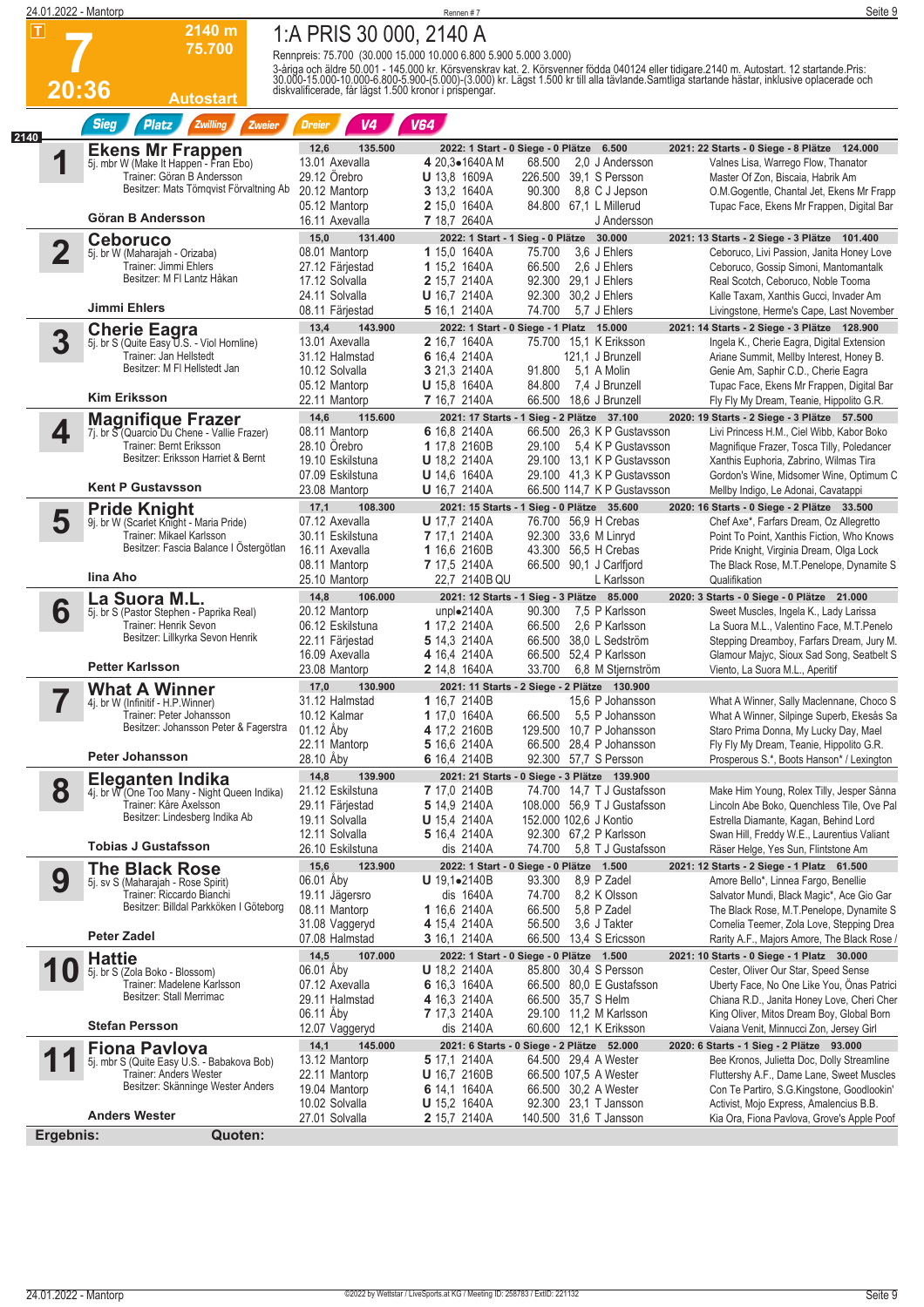# 7 — 1:A PRIS 30 000, 2140 A

**20:36** — 2140 m — 75.700 — Autostart

Rennpreis: 75.700 (30.000 15.000 10.000 6.800 5.900 5.000 3.000)

3-åriga och äldre 50.001 - 145.000 kr. Körsvenskrav kat. 2. Körsvenner födda 040124 eller tidigare.2140 m. Autostart. 12 startande.Pris: 30.000-15.000-10.000-6.800-5.900-(5.000)-(3.000) kr. Lägst 1.500 kr till alla tävlande.Samtliga startande hästar, inklusive oplacerade och diskvalificerade, får lägst 1.500 kronor i prispengar.

Sieg | Platz | Zwilling | Zweier | Dreier | V4 | V64

---

## 1 Ekens Mr Frappen
5j. mbr W (Make It Happen - Fran Ebo)
Trainer: Göran B Andersson
Besitzer: Mats Törnqvist Förvaltning Ab
**Göran B Andersson**

12,6 — 135.500 — 2022: 1 Start - 0 Siege - 0 Plätze 6.500 — 2021: 22 Starts - 0 Siege - 8 Plätze 124.000

| | | | | | |
|---|---|---|---|---|---|
| 13.01 Axevalla | 4 20,3●1640A M | 68.500 | 2,0 J Andersson | Valnes Lisa, Warrego Flow, Thanator |
| 29.12 Örebro | U 13,8 1609A | 226.500 | 39,1 S Persson | Master Of Zon, Biscaia, Habrik Am |
| 20.12 Mantorp | 3 13,2 1640A | 90.300 | 8,8 C J Jepson | O.M.Gogentle, Chantal Jet, Ekens Mr Frapp |
| 05.12 Mantorp | 2 15,0 1640A | 84.800 | 67,1 L Millerud | Tupac Face, Ekens Mr Frappen, Digital Bar |
| 16.11 Axevalla | 7 18,7 2640A | | J Andersson | |

## 2 Ceboruco
5j. br W (Maharajah - Orizaba)
Trainer: Jimmi Ehlers
Besitzer: M Fl Lantz Håkan
**Jimmi Ehlers**

15,0 — 131.400 — 2022: 1 Start - 1 Sieg - 0 Plätze 30.000 — 2021: 13 Starts - 2 Siege - 3 Plätze 101.400

| | | | | |
|---|---|---|---|---|
| 08.01 Mantorp | 1 15,0 1640A | 75.700 | 3,6 J Ehlers | Ceboruco, Livi Passion, Janita Honey Love |
| 27.12 Färjestad | 1 15,2 1640A | 66.500 | 2,6 J Ehlers | Ceboruco, Gossip Simoni, Mantomantalk |
| 17.12 Solvalla | 2 15,7 2140A | 92.300 | 29,1 J Ehlers | Real Scotch, Ceboruco, Noble Toona |
| 24.11 Solvalla | U 16,7 2140A | 92.300 | 30,2 J Ehlers | Kalle Taxam, Xanthis Gucci, Invader Am |
| 08.11 Färjestad | 5 16,1 2140A | 74.700 | 5,7 J Ehlers | Livingstone, Herme's Cape, Last November |

## 3 Cherie Eagra
5j. br S (Quite Easy U.S. - Viol Hornline)
Trainer: Jan Hellstedt
Besitzer: M Fl Hellstedt Jan
**Kim Eriksson**

13,4 — 143.900 — 2022: 1 Start - 0 Siege - 1 Platz 15.000 — 2021: 14 Starts - 2 Siege - 3 Plätze 128.900

| | | | | |
|---|---|---|---|---|
| 13.01 Axevalla | 2 16,7 1640A | 75.700 | 15,1 K Eriksson | Ingela K., Cherie Eagra, Digital Extension |
| 31.12 Halmstad | 6 16,4 2140A | | 121,1 J Brunzell | Ariane Summit, Mellby Interest, Honey B. |
| 10.12 Solvalla | 3 21,3 2140A | 91.800 | 5,1 A Molin | Genie Am, Saphir C.D., Cherie Eagra |
| 05.12 Mantorp | U 15,8 1640A | 84.800 | 7,4 J Brunzell | Tupac Face, Ekens Mr Frappen, Digital Bar |
| 22.11 Mantorp | 7 16,7 2140A | 66.500 | 18,6 J Brunzell | Fly Fly My Dream, Teanie, Hippolito G.R. |

## 4 Magnifique Frazer
7j. br S (Quarcio Du Chene - Vallie Frazer)
Trainer: Bernt Eriksson
Besitzer: Eriksson Harriet & Bernt
**Kent P Gustavsson**

14,6 — 115.600 — 2021: 17 Starts - 1 Sieg - 2 Plätze 37.100 — 2020: 19 Starts - 2 Siege - 3 Plätze 57.500

| | | | | |
|---|---|---|---|---|
| 08.11 Mantorp | 6 16,8 2140A | 66.500 | 26,3 K P Gustavsson | Livi Princess H.M., Ciel Wibb, Kabor Boko |
| 28.10 Örebro | 1 17,8 2160B | 29.100 | 5,4 K P Gustavsson | Magnifique Frazer, Tosca Tilly, Poledancer |
| 19.10 Eskilstuna | U 18,2 2140A | 29.100 | 13,1 K P Gustavsson | Xanthis Euphoria, Zabrino, Wilmas Tira |
| 07.09 Eskilstuna | U 14,6 1640A | 29.100 | 41,3 K P Gustavsson | Gordon's Wine, Midsomer Wine, Optimum C |
| 23.08 Mantorp | U 16,7 2140A | 66.500 | 114,7 K P Gustavsson | Mellby Indigo, Le Adonai, Cavatappi |

## 5 Pride Knight
9j. br W (Scarlet Knight - Maria Pride)
Trainer: Mikael Karlsson
Besitzer: Fascia Balance I Östergötlan
**Iina Aho**

17,1 — 108.300 — 2021: 15 Starts - 1 Sieg - 0 Plätze 35.600 — 2020: 16 Starts - 0 Siege - 2 Plätze 33.500

| | | | | |
|---|---|---|---|---|
| 07.12 Axevalla | U 17,7 2140A | 76.700 | 56,9 H Crebas | Chef Axe*, Farfars Dream, Oz Allegretto |
| 30.11 Eskilstuna | 7 17,1 2140A | 92.300 | 33,6 M Linryd | Point To Point, Xanthis Fiction, Who Knows |
| 16.11 Axevalla | 1 16,6 2160B | 43.300 | 56,5 H Crebas | Pride Knight, Virginia Dream, Olga Lock |
| 08.11 Mantorp | 7 17,5 2140A | 66.500 | 90,1 J Carlfjord | The Black Rose, M.T.Penelope, Dynamite S |
| 25.10 Mantorp | 22,7 2140B QU | | L Karlsson | Qualifikation |

## 6 La Suora M.L.
5j. br S (Pastor Stephen - Paprika Real)
Trainer: Henrik Sevon
Besitzer: Lillkyrka Sevon Henrik
**Petter Karlsson**

14,8 — 106.000 — 2021: 12 Starts - 1 Sieg - 3 Plätze 85.000 — 2020: 3 Starts - 0 Siege - 0 Plätze 21.000

| | | | | |
|---|---|---|---|---|
| 20.12 Mantorp | unpl●2140A | 90.300 | 7,5 P Karlsson | Sweet Muscles, Ingela K., Lady Larissa |
| 06.12 Eskilstuna | 1 17,2 2140A | 66.500 | 2,6 P Karlsson | La Suora M.L., Valentino Face, M.T.Penelo |
| 22.11 Färjestad | 5 14,3 2140A | 66.500 | 38,0 L Sedström | Stepping Dreamboy, Farfars Dream, Jury M. |
| 16.09 Axevalla | 4 16,4 2140A | 66.500 | 52,4 P Karlsson | Glamour Majyc, Sioux Sad Song, Seatbelt S |
| 23.08 Mantorp | 2 14,8 1640A | 33.700 | 6,8 M Stjernström | Viento, La Suora M.L., Aperitif |

## 7 What A Winner
4j. br W (Infinitif - H.P.Winner)
Trainer: Peter Johansson
Besitzer: Johansson Peter & Fagerstra
**Peter Johansson**

17,0 — 130.900 — 2021: 11 Starts - 2 Siege - 2 Plätze 130.900

| | | | | |
|---|---|---|---|---|
| 31.12 Halmstad | 1 16,7 2140B | | 15,6 P Johansson | What A Winner, Sally Maclennane, Choco S |
| 10.12 Kalmar | 1 17,0 1640A | 66.500 | 5,5 P Johansson | What A Winner, Silpinge Superb, Ekesås Sa |
| 01.12 Åby | 4 17,2 2160B | 129.500 | 10,7 P Johansson | Staro Prima Donna, My Lucky Day, Mael |
| 22.11 Mantorp | 5 16,6 2140A | 66.500 | 28,4 P Johansson | Fly Fly My Dream, Teanie, Hippolito G.R. |
| 28.10 Åby | 6 16,4 2140B | 92.300 | 57,7 S Persson | Prosperous S.*, Boots Hanson* / Lexington |

## 8 Eleganten Indika
4j. br W (One Too Many - Night Queen Indika)
Trainer: Kåre Axelsson
Besitzer: Lindesberg Indika Ab
**Tobias J Gustafsson**

14,8 — 139.900 — 2021: 21 Starts - 0 Siege - 3 Plätze 139.900

| | | | | |
|---|---|---|---|---|
| 21.12 Eskilstuna | 7 17,0 2140B | 74.700 | 14,7 T J Gustafsson | Make Him Young, Rolex Tilly, Jesper Sånna |
| 29.11 Färjestad | 5 14,9 2140A | 108.000 | 56,9 T J Gustafsson | Lincoln Abe Boko, Quenchless Tile, Ove Pal |
| 19.11 Solvalla | U 15,4 2140A | 152.000 | 102,6 J Kontio | Estrella Diamante, Kagan, Behind Lord |
| 12.11 Solvalla | 5 16,4 2140A | 92.300 | 67,2 P Karlsson | Swan Hill, Freddy W.E., Laurentius Valiant |
| 26.10 Eskilstuna | dis 2140A | 74.700 | 5,8 T J Gustafsson | Räser Helge, Yes Sun, Flintstone Am |

## 9 The Black Rose
5j. sv S (Maharajah - Rose Spirit)
Trainer: Riccardo Bianchi
Besitzer: Billdal Parkköken I Göteborg
**Peter Zadel**

15,6 — 123.900 — 2022: 1 Start - 0 Siege - 0 Plätze 1.500 — 2021: 12 Starts - 2 Siege - 1 Platz 61.500

| | | | | |
|---|---|---|---|---|
| 06.01 Åby | U 19,1●2140B | 93.300 | 8,9 P Zadel | Amore Bello*, Linnea Fargo, Benellie |
| 19.11 Jägersro | dis 1640A | 74.700 | 8,2 K Olsson | Salvator Mundi, Black Magic*, Ace Gio Gar |
| 08.11 Mantorp | 1 16,6 2140A | 66.500 | 5,8 P Zadel | The Black Rose, M.T.Penelope, Dynamite S |
| 31.08 Vaggeryd | 4 15,4 2140A | 56.500 | 3,6 J Takter | Cornelia Teemer, Zola Love, Stepping Drea |
| 07.08 Halmstad | 3 16,1 2140A | 66.500 | 13,4 S Ericsson | Rarity A.F., Majors Amore, The Black Rose / |

## 10 Hattie
5j. br S (Zola Boko - Blossom)
Trainer: Madelene Karlsson
Besitzer: Stall Merrimac
**Stefan Persson**

14,5 — 107.000 — 2022: 1 Start - 0 Siege - 0 Plätze 1.500 — 2021: 10 Starts - 0 Siege - 1 Platz 30.000

| | | | | |
|---|---|---|---|---|
| 06.01 Åby | U 18,2 2140A | 85.800 | 30,4 S Persson | Cester, Oliver Our Star, Speed Sense |
| 07.12 Axevalla | 6 16,3 1640A | 66.500 | 80,0 E Gustafsson | Uberty Face, No One Like You, Önas Patrici |
| 29.11 Halmstad | 4 16,3 2140A | 66.500 | 35,7 S Helm | Chiana R.D., Janita Honey Love, Cheri Cher |
| 06.11 Åby | 7 17,3 2140A | 29.100 | 11,2 M Karlsson | King Oliver, Mitos Dream Boy, Global Born |
| 12.07 Vaggeryd | dis 2140A | 60.600 | 12,1 K Eriksson | Vaiana Venit, Minnucci Zon, Jersey Girl |

## 11 Fiona Pavlova
5j. mbr S (Quite Easy U.S. - Babakova Bob)
Trainer: Anders Wester
Besitzer: Skänninge Wester Anders
**Anders Wester**

14,1 — 145.000 — 2021: 6 Starts - 0 Siege - 2 Plätze 52.000 — 2020: 6 Starts - 1 Sieg - 2 Plätze 93.000

| | | | | |
|---|---|---|---|---|
| 13.12 Mantorp | 5 17,1 2140A | 64.500 | 29,4 A Wester | Bee Kronos, Julietta Doc, Dolly Streamline |
| 22.11 Mantorp | U 16,7 2160B | 66.500 | 107,5 A Wester | Fluttershy A.F., Dame Lane, Sweet Muscles |
| 19.04 Mantorp | 6 14,1 1640A | 66.500 | 30,2 A Wester | Con Te Partiro, S.G.Kingstone, Goodlookin' |
| 10.02 Solvalla | U 15,2 1640A | 92.300 | 23,1 T Jansson | Activist, Mojo Express, Amalencius B.B. |
| 27.01 Solvalla | 2 15,7 2140A | 140.500 | 31,6 T Jansson | Kia Ora, Fiona Pavlova, Grove's Apple Poof |

**Ergebnis:** **Quoten:**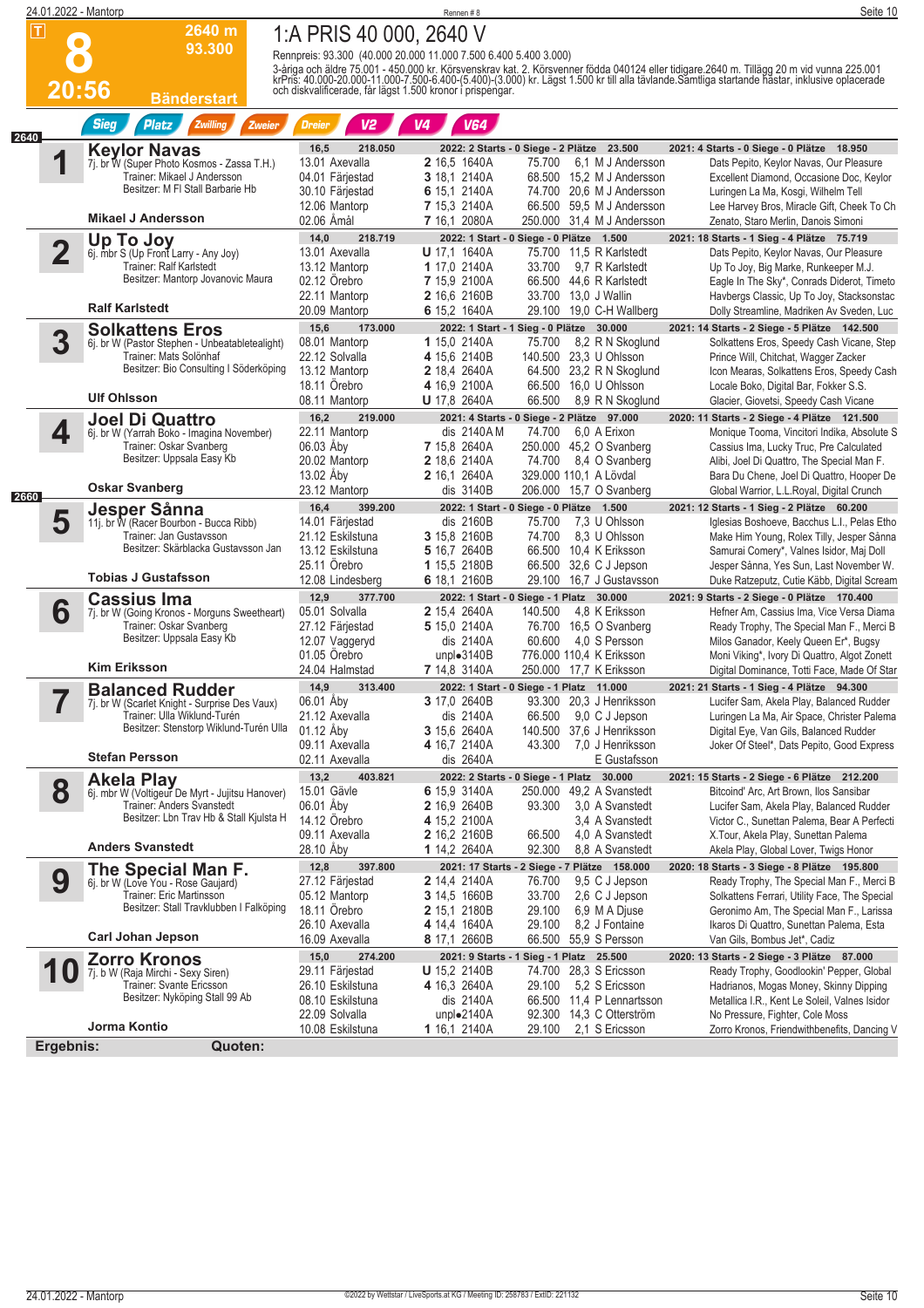# 8 — 20:56 — 2640 m — 93.300 — Bänderstart

## 1:A PRIS 40 000, 2640 V

Rennpreis: 93.300 (40.000 20.000 11.000 7.500 6.400 5.400 3.000)
3-åriga och äldre 75.001 - 450.000 kr. Körsvenskrav kat. 2. Körsvenner födda 040124 eller tidigare.2640 m. Tillägg 20 m vid vunna 225.001 krPris: 40.000-20.000-11.000-7.500-6.400-(5.400)-(3.000) kr. Lägst 1.500 kr till alla tävlande.Samtliga startande hästar, inklusive oplacerade och diskvalificerade, får lägst 1.500 kronor i prispengar.

Sieg | Platz | Zwilling | Zweier | Dreier | V2 | V4 | V64

**2640**

### 1 Keylor Navas
7j. br W (Super Photo Kosmos - Zassa T.H.)
Trainer: Mikael J Andersson
Besitzer: M Fl Stall Barbarie Hb
**Mikael J Andersson**
16,5 — 218.050 — 2022: 2 Starts - 0 Siege - 2 Plätze 23.500 — 2021: 4 Starts - 0 Siege - 0 Plätze 18.950

| | | | | | |
|---|---|---|---|---|---|
| 13.01 Axevalla | 2 16,5 1640A | 75.700 | 6,1 | M J Andersson | Dats Pepito, Keylor Navas, Our Pleasure |
| 04.01 Färjestad | 3 18,1 2140A | 68.500 | 15,2 | M J Andersson | Excellent Diamond, Occasione Doc, Keylor |
| 30.10 Färjestad | 6 15,1 2140A | 74.700 | 20,6 | M J Andersson | Luringen La Ma, Kosgi, Wilhelm Tell |
| 12.06 Mantorp | 7 15,3 2140A | 66.500 | 59,5 | M J Andersson | Lee Harvey Bros, Miracle Gift, Cheek To Ch |
| 02.06 Åmål | 7 16,1 2080A | 250.000 | 31,4 | M J Andersson | Zenato, Staro Merlin, Danois Simoni |

### 2 Up To Joy
6j. mbr S (Up Front Larry - Any Joy)
Trainer: Ralf Karlstedt
Besitzer: Mantorp Jovanovic Maura
**Ralf Karlstedt**
14,0 — 218.719 — 2022: 1 Start - 0 Siege - 0 Plätze 1.500 — 2021: 18 Starts - 1 Sieg - 4 Plätze 75.719

| | | | | | |
|---|---|---|---|---|---|
| 13.01 Axevalla | U 17,1 1640A | 75.700 | 11,5 | R Karlstedt | Dats Pepito, Keylor Navas, Our Pleasure |
| 13.12 Mantorp | 1 17,0 2140A | 33.700 | 9,7 | R Karlstedt | Up To Joy, Big Marke, Runkeeper M.J. |
| 02.12 Örebro | 7 15,9 2100A | 66.500 | 44,6 | R Karlstedt | Eagle In The Sky*, Conrads Diderot, Timeto |
| 22.11 Mantorp | 2 16,6 2160B | 33.700 | 13,0 | J Wallin | Havbergs Classic, Up To Joy, Stacksonstac |
| 20.09 Mantorp | 6 15,2 1640A | 29.100 | 19,0 | C-H Wallberg | Dolly Streamline, Madriken Av Sveden, Luc |

### 3 Solkattens Eros
6j. br W (Pastor Stephen - Unbeatabletealight)
Trainer: Mats Solönhaf
Besitzer: Bio Consulting I Söderköping
**Ulf Ohlsson**
15,6 — 173.000 — 2022: 1 Start - 1 Sieg - 0 Plätze 30.000 — 2021: 14 Starts - 2 Siege - 5 Plätze 142.500

| | | | | | |
|---|---|---|---|---|---|
| 08.01 Mantorp | 1 15,0 2140A | 75.700 | 8,2 | R N Skoglund | Solkattens Eros, Speedy Cash Vicane, Step |
| 22.12 Solvalla | 4 15,6 2140B | 140.500 | 23,3 | U Ohlsson | Prince Will, Chitchat, Wagger Zacker |
| 13.12 Mantorp | 2 18,4 2640A | 64.500 | 28,3 | R N Skoglund | Icon Mearas, Solkattens Eros, Speedy Cash |
| 18.11 Örebro | 4 16,9 2100A | 66.500 | 16,0 | U Ohlsson | Locale Boko, Digital Bar, Fokker S.S. |
| 08.11 Mantorp | U 17,8 2640A | 66.500 | 8,9 | R N Skoglund | Glacier, Giovetsi, Speedy Cash Vicane |

### 4 Joel Di Quattro
6j. br W (Yarrah Boko - Imagina November)
Trainer: Oskar Svanberg
Besitzer: Uppsala Easy Kb
**Oskar Svanberg**
16,2 — 219.000 — 2021: 4 Starts - 0 Siege - 2 Plätze 97.000 — 2020: 11 Starts - 2 Siege - 4 Plätze 121.500

| | | | | | |
|---|---|---|---|---|---|
| 22.11 Mantorp | dis 2140A M | 74.700 | 6,0 | A Erixon | Monique Tooma, Vincitori Indika, Absolute S |
| 06.03 Åby | 7 15,8 2640A | 250.000 | 45,2 | O Svanberg | Cassius Ima, Lucky Truc, Pre Calculated |
| 20.02 Mantorp | 2 18,6 2140A | 74.700 | 8,4 | O Svanberg | Alibi, Joel Di Quattro, The Special Man F. |
| 13.02 Åby | 2 16,1 2640A | 329.000 | 110,1 | A Lövdal | Bara Du Chene, Joel Di Quattro, Hooper De |
| 23.12 Mantorp | dis 3140B | 206.000 | 15,7 | O Svanberg | Global Warrior, L.L.Royal, Digital Crunch |

**2660**

### 5 Jesper Sånna
11j. br W (Racer Bourbon - Bucca Ribb)
Trainer: Jan Gustavsson
Besitzer: Skärblacka Gustavsson Jan
**Tobias J Gustafsson**
16,4 — 399.200 — 2022: 1 Start - 0 Siege - 0 Plätze 1.500 — 2021: 12 Starts - 1 Sieg - 2 Plätze 60.200

| | | | | | |
|---|---|---|---|---|---|
| 14.01 Färjestad | dis 2160B | 75.700 | 7,3 | U Ohlsson | Iglesias Boshoeve, Bacchus L.I., Pelas Etho |
| 21.12 Eskilstuna | 3 15,8 2160B | 74.700 | 8,3 | U Ohlsson | Make Him Young, Rolex Tilly, Jesper Sånna |
| 13.12 Eskilstuna | 5 16,7 2640B | 66.500 | 10,4 | K Eriksson | Samurai Comery*, Valnes Isidor, Maj Doll |
| 25.11 Örebro | 1 15,5 2180B | 66.500 | 32,6 | C J Jepson | Jesper Sånna, Yes Sun, Last November W. |
| 12.08 Lindesberg | 6 18,1 2160B | 29.100 | 16,7 | J Gustavsson | Duke Ratzeputz, Cutie Käbb, Digital Scream |

### 6 Cassius Ima
7j. br W (Going Kronos - Morguns Sweetheart)
Trainer: Oskar Svanberg
Besitzer: Uppsala Easy Kb
**Kim Eriksson**
12,9 — 377.700 — 2022: 1 Start - 0 Siege - 1 Platz 30.000 — 2021: 9 Starts - 2 Siege - 0 Plätze 170.400

| | | | | | |
|---|---|---|---|---|---|
| 05.01 Solvalla | 2 15,4 2640A | 140.500 | 4,8 | K Eriksson | Hefner Am, Cassius Ima, Vice Versa Diama |
| 27.12 Färjestad | 5 15,0 2140A | 76.700 | 16,5 | O Svanberg | Ready Trophy, The Special Man F., Merci B |
| 12.07 Vaggeryd | dis 2140A | 60.600 | 4,0 | S Persson | Milos Ganador, Keely Queen Er*, Bugsy |
| 01.05 Örebro | unpl•3140B | 776.000 | 110,4 | K Eriksson | Moni Viking*, Ivory Di Quattro, Algot Zonett |
| 24.04 Halmstad | 7 14,8 3140A | 250.000 | 17,7 | K Eriksson | Digital Dominance, Totti Face, Made Of Star |

### 7 Balanced Rudder
7j. br W (Scarlet Knight - Surprise Des Vaux)
Trainer: Ulla Wiklund-Turén
Besitzer: Stenstorp Wiklund-Turén Ulla
**Stefan Persson**
14,9 — 313.400 — 2022: 1 Start - 0 Siege - 1 Platz 11.000 — 2021: 21 Starts - 1 Sieg - 4 Plätze 94.300

| | | | | | |
|---|---|---|---|---|---|
| 06.01 Åby | 3 17,0 2640B | 93.300 | 20,3 | J Henriksson | Lucifer Sam, Akela Play, Balanced Rudder |
| 21.12 Axevalla | dis 2140A | 66.500 | 9,0 | C J Jepson | Luringen La Ma, Air Space, Christer Palema |
| 01.12 Åby | 3 15,6 2640A | 140.500 | 37,6 | J Henriksson | Digital Eye, Van Gils, Balanced Rudder |
| 09.11 Axevalla | 4 16,7 2140A | 43.300 | 7,0 | J Henriksson | Joker Of Steel*, Dats Pepito, Good Express |
| 02.11 Axevalla | dis 2640A | | | E Gustafsson | |

### 8 Akela Play
6j. mbr W (Voltigeur De Myrt - Jujitsu Hanover)
Trainer: Anders Svanstedt
Besitzer: Lbn Trav Hb & Stall Kjulsta H
**Anders Svanstedt**
13,2 — 403.821 — 2022: 2 Starts - 0 Siege - 1 Platz 30.000 — 2021: 15 Starts - 2 Siege - 6 Plätze 212.200

| | | | | | |
|---|---|---|---|---|---|
| 15.01 Gävle | 6 15,9 3140A | 250.000 | 49,2 | A Svanstedt | Bitcoind' Arc, Art Brown, Ilos Sansibar |
| 06.01 Åby | 2 16,9 2640B | 93.300 | 3,0 | A Svanstedt | Lucifer Sam, Akela Play, Balanced Rudder |
| 14.12 Örebro | 4 15,2 2100A | | 3,4 | A Svanstedt | Victor C., Sunettan Palema, Bear A Perfecti |
| 09.11 Axevalla | 2 16,2 2160B | 66.500 | 4,0 | A Svanstedt | X.Tour, Akela Play, Sunettan Palema |
| 28.10 Åby | 1 14,2 2640A | 92.300 | 8,8 | A Svanstedt | Akela Play, Global Lover, Twigs Honor |

### 9 The Special Man F.
6j. br W (Going You - Rose Gaujard)
Trainer: Eric Martinsson
Besitzer: Stall Travklubben I Falköping
**Carl Johan Jepson**
12,8 — 397.800 — 2021: 17 Starts - 2 Siege - 7 Plätze 158.000 — 2020: 18 Starts - 3 Siege - 8 Plätze 195.800

| | | | | | |
|---|---|---|---|---|---|
| 27.12 Färjestad | 2 14,4 2140A | 76.700 | 9,5 | C J Jepson | Ready Trophy, The Special Man F., Merci B |
| 05.12 Mantorp | 3 14,5 1660B | 33.700 | 2,6 | C J Jepson | Solkattens Ferrari, Utility Face, The Special |
| 18.11 Örebro | 2 15,1 2180B | 29.100 | 6,9 | M A Djuse | Geronimo Am, The Special Man F., Larissa |
| 26.10 Axevalla | 4 14,4 1640A | 29.100 | 8,2 | J Fontaine | Ikaros Di Quattro, Sunettan Palema, Esta |
| 16.09 Axevalla | 8 17,1 2660B | 66.500 | 55,9 | S Persson | Van Gils, Bombus Jet*, Cadiz |

### 10 Zorro Kronos
7j. b W (Raja Mirchi - Sexy Siren)
Trainer: Svante Ericsson
Besitzer: Nyköping Stall 99 Ab
**Jorma Kontio**
15,0 — 274.200 — 2021: 9 Starts - 1 Sieg - 1 Platz 25.500 — 2020: 13 Starts - 2 Siege - 5 Plätze 87.000

| | | | | | |
|---|---|---|---|---|---|
| 29.11 Färjestad | U 15,2 2140B | 74.700 | 28,3 | S Ericsson | Ready Trophy, Goodlookin' Pepper, Global |
| 26.10 Eskilstuna | 4 16,3 2640A | 29.100 | 5,2 | S Ericsson | Hadrianos, Mogas Money, Skinny Dipping |
| 08.10 Eskilstuna | dis 2140A | 66.500 | 11,4 | P Lennartsson | Metallica I.R., Kent Le Soleil, Valnes Isidor |
| 22.09 Solvalla | unpl•2140A | 92.300 | 14,3 | C Otterström | No Pressure, Fighter, Cole Moss |
| 10.08 Eskilstuna | 1 16,1 2140A | 29.100 | 2,1 | S Ericsson | Zorro Kronos, Friendwithbenefits, Dancing V |

**Ergebnis:** **Quoten:**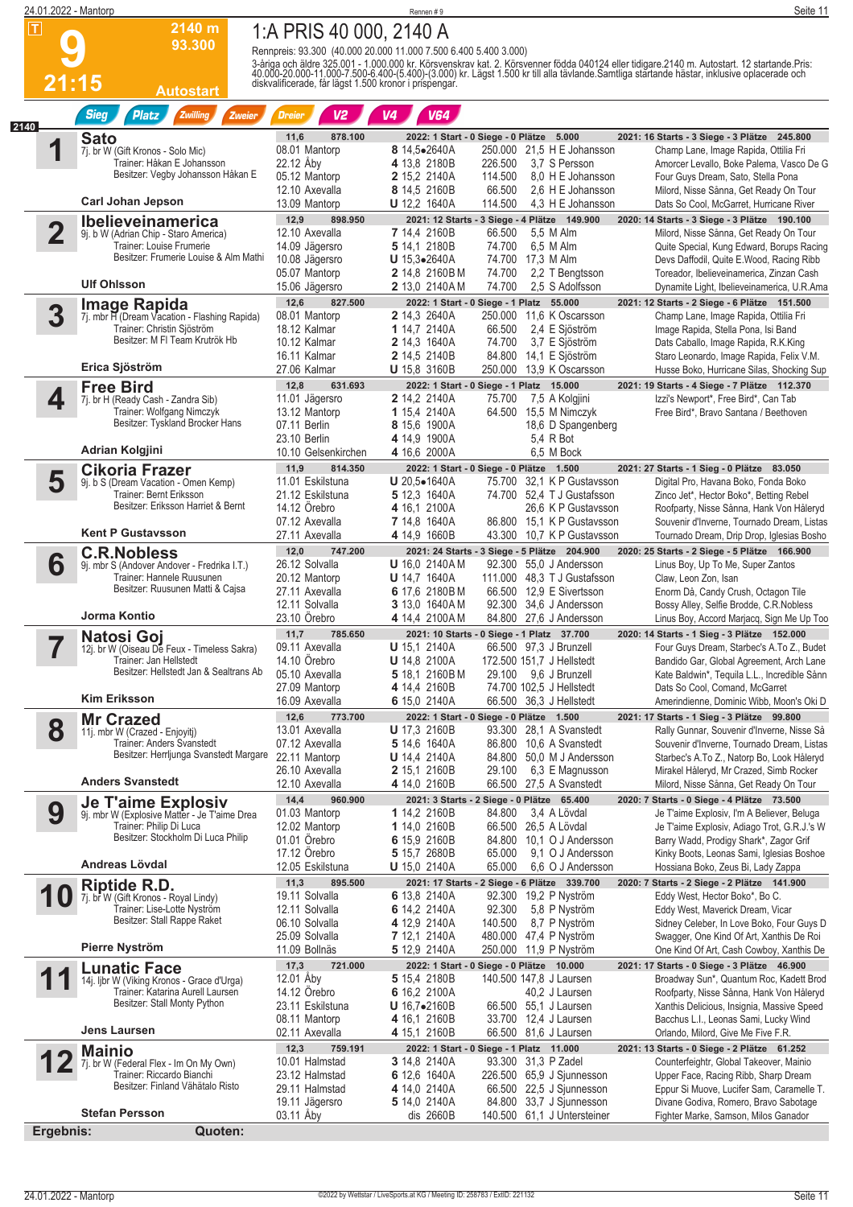# 9 — 1:A PRIS 40 000, 2140 A

21:15 — 2140 m — 93.300 — Autostart

Rennpreis: 93.300 (40.000 20.000 11.000 7.500 6.400 5.400 3.000)

3-åriga och äldre 325.001 - 1.000.000 kr. Körsvenskrav kat. 2. Körsvenner födda 040124 eller tidigare.2140 m. Autostart. 12 startande.Pris: 40.000-20.000-11.000-7.500-6.400-(5.400)-(3.000) kr. Lägst 1.500 kr till alla tävlande.Samtliga startande hästar, inklusive oplacerade och diskvalificerade, får lägst 1.500 kronor i prispengar.

Sieg | Platz | Zwilling | Zweier | Dreier | V2 | V4 | V64

## 1 Sato
7j. br W (Gift Kronos - Solo Mic)
Trainer: Håkan E Johansson
Besitzer: Vegby Johansson Håkan E
**Carl Johan Jepson**

11,6 | 878.100 | 2022: 1 Start - 0 Siege - 0 Plätze 5.000 | 2021: 16 Starts - 3 Siege - 3 Plätze 245.800

| | | | | | | |
|---|---|---|---|---|---|---|
| 08.01 Mantorp | 8 14,5•2640A | 250.000 | 21,5 | H E Johansson | Champ Lane, Image Rapida, Ottilia Fri |
| 22.12 Åby | 4 13,8 2180B | 226.500 | 3,7 | S Persson | Amorcer Levallo, Boke Palema, Vasco De G |
| 05.12 Mantorp | 2 15,2 2140A | 114.500 | 8,0 | H E Johansson | Four Guys Dream, Sato, Stella Pona |
| 12.10 Axevalla | 8 14,5 2160B | 66.500 | 2,6 | H E Johansson | Milord, Nisse Sånna, Get Ready On Tour |
| 13.09 Mantorp | U 12,2 1640A | 114.500 | 4,3 | H E Johansson | Dats So Cool, McGarret, Hurricane River |

## 2 Ibelieveinamerica
9j. b W (Adrian Chip - Staro America)
Trainer: Louise Frumerie
Besitzer: Frumerie Louise & Alm Mathi
**Ulf Ohlsson**

12,9 | 898.950 | 2021: 12 Starts - 3 Siege - 4 Plätze 149.900 | 2020: 14 Starts - 3 Siege - 3 Plätze 190.100

| | | | | | |
|---|---|---|---|---|---|
| 12.10 Axevalla | 7 14,4 2160B | 66.500 | 5,5 | M Alm | Milord, Nisse Sånna, Get Ready On Tour |
| 14.09 Jägersro | 5 14,1 2180B | 74.700 | 6,5 | M Alm | Quite Special, Kung Edward, Borups Racing |
| 10.08 Jägersro | U 15,3•2640A | 74.700 | 17,3 | M Alm | Devs Daffodil, Quite E.Wood, Racing Ribb |
| 05.07 Mantorp | 2 14,8 2160B M | 74.700 | 2,2 | T Bengtsson | Toreador, Ibelieveinamerica, Zincan Cash |
| 15.06 Jägersro | 2 13,0 2140A M | 74.700 | 2,5 | S Adolfsson | Dynamite Light, Ibelieveinamerica, U.R.Ama |

## 3 Image Rapida
7j. mbr H (Dream Vacation - Flashing Rapida)
Trainer: Christin Sjöström
Besitzer: M Fl Team Krutrök Hb
**Erica Sjöström**

12,6 | 827.500 | 2022: 1 Start - 0 Siege - 1 Platz 55.000 | 2021: 12 Starts - 2 Siege - 6 Plätze 151.500

| | | | | | |
|---|---|---|---|---|---|
| 08.01 Mantorp | 2 13,3 2640A | 250.000 | 11,6 | K Oscarsson | Champ Lane, Image Rapida, Ottilia Fri |
| 18.12 Kalmar | 1 14,7 2140A | 66.500 | 2,4 | E Sjöström | Image Rapida, Stella Pona, Isi Band |
| 10.12 Kalmar | 2 14,3 1640A | 74.700 | 3,7 | E Sjöström | Dats Caballo, Image Rapida, R.K.King |
| 16.11 Kalmar | 2 14,5 2140B | 84.800 | 14,1 | E Sjöström | Staro Leonardo, Image Rapida, Felix V.M. |
| 27.06 Kalmar | U 15,8 3160B | 250.000 | 13,9 | K Oscarsson | Husse Boko, Hurricane Silas, Shocking Sup |

## 4 Free Bird
7j. br H (Ready Cash - Zandra Sib)
Trainer: Wolfgang Nimczyk
Besitzer: Tyskland Brocker Hans
**Adrian Kolgjini**

12,8 | 631.693 | 2022: 1 Start - 0 Siege - 1 Platz 15.000 | 2021: 19 Starts - 4 Siege - 7 Plätze 112.370

| | | | | | |
|---|---|---|---|---|---|
| 11.01 Jägersro | 2 14,2 2140A | 75.700 | 7,5 | A Kolgjini | Izzi's Newport*, Free Bird*, Can Tab |
| 13.12 Mantorp | 1 15,4 2140A | 64.500 | 15,5 | M Nimczyk | Free Bird*, Bravo Santana / Beethoven |
| 07.11 Berlin | 8 15,6 1900A | | 18,6 | D Spangenberg | |
| 23.10 Berlin | 4 14,9 1900A | | 5,4 | R Bot | |
| 10.10 Gelsenkirchen | 4 16,6 2000A | | 6,5 | M Bock | |

## 5 Cikoria Frazer
9j. b S (Dream Vacation - Omen Kemp)
Trainer: Bernt Eriksson
Besitzer: Eriksson Harriet & Bernt
**Kent P Gustavsson**

11,9 | 814.350 | 2022: 1 Start - 0 Siege - 0 Plätze 1.500 | 2021: 27 Starts - 1 Sieg - 0 Plätze 83.050

| | | | | | |
|---|---|---|---|---|---|
| 11.01 Eskilstuna | U 20,5•1640A | 75.700 | 32,1 | K P Gustavsson | Digital Pro, Havana Boko, Fonda Boko |
| 21.12 Eskilstuna | 5 12,3 1640A | 74.700 | 52,4 | T J Gustafsson | Zinco Jet*, Hector Boko*, Betting Rebel |
| 14.12 Örebro | 4 16,1 2100A | | 26,6 | K P Gustavsson | Roofparty, Nisse Sånna, Hank Von Håleryd |
| 07.12 Axevalla | 7 14,8 1640A | 86.800 | 15,1 | K P Gustavsson | Souvenir d'Inverne, Tournado Dream, Listas |
| 27.11 Axevalla | 4 14,9 1660B | 43.300 | 10,7 | K P Gustavsson | Tournado Dream, Drip Drop, Iglesias Bosho |

## 6 C.R.Noblesse
9j. mbr S (Andover Andover - Fredrika I.T.)
Trainer: Hannele Ruusunen
Besitzer: Ruusunen Matti & Cajsa
**Jorma Kontio**

12,0 | 747.200 | 2021: 24 Starts - 3 Siege - 5 Plätze 204.900 | 2020: 25 Starts - 2 Siege - 5 Plätze 166.900

| | | | | | |
|---|---|---|---|---|---|
| 26.12 Solvalla | U 16,0 2140A M | 92.300 | 55,0 | J Andersson | Linus Boy, Up To Me, Super Zantos |
| 20.12 Mantorp | U 14,7 1640A | 111.000 | 48,3 | T J Gustafsson | Claw, Leon Zon, Isan |
| 27.11 Axevalla | 6 17,6 2180B M | 66.500 | 12,9 | E Sivertsson | Enorm Då, Candy Crush, Octagon Tile |
| 12.11 Solvalla | 3 13,0 1640A M | 92.300 | 34,6 | J Andersson | Bossy Alley, Selfie Brodde, C.R.Noblesse |
| 23.10 Örebro | 4 14,4 2100A M | 84.800 | 27,6 | J Andersson | Linus Boy, Accord Marjacq, Sign Me Up Too |

## 7 Natosi Goj
12j. br W (Oiseau De Feux - Timeless Sakra)
Trainer: Jan Hellstedt
Besitzer: Hellstedt Jan & Sealtrans Ab
**Kim Eriksson**

11,7 | 785.650 | 2021: 10 Starts - 0 Siege - 1 Platz 37.700 | 2020: 14 Starts - 1 Sieg - 3 Plätze 152.000

| | | | | | |
|---|---|---|---|---|---|
| 09.11 Axevalla | U 15,1 2140A | 66.500 | 97,3 | J Brunzell | Four Guys Dream, Starbec's A.To Z., Budet |
| 14.10 Örebro | U 14,8 2100A | 172.500 | 151,7 | J Hellstedt | Bandido Gar, Global Agreement, Arch Lane |
| 05.10 Axevalla | 5 18,1 2160B M | 29.100 | 9,6 | J Brunzell | Kate Baldwin*, Tequila L.L., Incredible Sånn |
| 27.09 Mantorp | 4 14,4 2160B | 74.700 | 102,5 | J Hellstedt | Dats So Cool, Comand, McGarret |
| 16.09 Axevalla | 6 15,0 2140A | 66.500 | 36,3 | J Hellstedt | Amerindienne, Dominic Wibb, Moon's Oki D |

## 8 Mr Crazed
11j. mbr W (Crazed - Enjoyitj)
Trainer: Anders Svanstedt
Besitzer: Herrljunga Svanstedt Margare
**Anders Svanstedt**

12,6 | 773.700 | 2022: 1 Start - 0 Siege - 0 Plätze 1.500 | 2021: 17 Starts - 1 Sieg - 3 Plätze 99.800

| | | | | | |
|---|---|---|---|---|---|
| 13.01 Axevalla | U 17,3 2160B | 93.300 | 28,1 | A Svanstedt | Rally Gunnar, Souvenir d'Inverne, Nisse Så |
| 07.12 Axevalla | 5 14,6 1640A | 86.800 | 10,6 | A Svanstedt | Souvenir d'Inverne, Tournado Dream, Listas |
| 22.11 Mantorp | U 14,4 2140A | 84.800 | 50,0 | M J Andersson | Starbec's A.To Z., Natorp Bo, Look Håleryd |
| 26.10 Axevalla | 2 15,1 2160B | 29.100 | 6,3 | E Magnusson | Mirakel Håleryd, Mr Crazed, Simb Rocker |
| 12.10 Axevalla | 4 14,0 2160B | 66.500 | 27,5 | A Svanstedt | Milord, Nisse Sånna, Get Ready On Tour |

## 9 Je T'aime Explosiv
9j. mbr W (Explosive Matter - Je T'aime Drea
Trainer: Philip Di Luca
Besitzer: Stockholm Di Luca Philip
**Andreas Lövdal**

14,4 | 960.900 | 2021: 3 Starts - 2 Siege - 0 Plätze 65.400 | 2020: 7 Starts - 0 Siege - 4 Plätze 73.500

| | | | | | |
|---|---|---|---|---|---|
| 01.03 Mantorp | 1 14,2 2160B | 84.800 | 3,4 | A Lövdal | Je T'aime Explosiv, I'm A Believer, Beluga |
| 12.02 Mantorp | 1 14,0 2160B | 66.500 | 26,5 | A Lövdal | Je T'aime Explosiv, Adiago Trot, G.R.J.'s W |
| 01.01 Örebro | 6 15,9 2160B | 84.800 | 10,1 | O J Andersson | Barry Wadd, Prodigy Shark*, Zagor Grif |
| 17.12 Örebro | 5 15,7 2680B | 65.000 | 9,1 | O J Andersson | Kinky Boots, Leonas Sami, Iglesias Boshoe |
| 12.05 Eskilstuna | U 15,0 2140A | 65.000 | 6,6 | O J Andersson | Hossiana Boko, Zeus Bi, Lady Zappa |

## 10 Riptide R.D.
7j. br W (Gift Kronos - Royal Lindy)
Trainer: Lise-Lotte Nyström
Besitzer: Stall Rappe Raket
**Pierre Nyström**

11,3 | 895.500 | 2021: 17 Starts - 2 Siege - 6 Plätze 339.700 | 2020: 7 Starts - 2 Siege - 2 Plätze 141.900

| | | | | | |
|---|---|---|---|---|---|
| 19.11 Solvalla | 6 13,8 2140A | 92.300 | 19,2 | P Nyström | Eddy West, Hector Boko*, Bo C. |
| 12.11 Solvalla | 6 14,2 2140A | 92.300 | 5,8 | P Nyström | Eddy West, Maverick Crush, Vicar |
| 06.10 Solvalla | 4 12,9 2140A | 140.500 | 8,7 | P Nyström | Sidney Celeber, In Love Boko, Four Guys D |
| 25.09 Solvalla | 7 12,1 2140A | 480.000 | 47,4 | P Nyström | Swagger, One Kind Of Art, Xanthis De Roi |
| 11.09 Bollnäs | 5 12,9 2140A | 250.000 | 11,9 | P Nyström | One Kind Of Art, Cash Cowboy, Xanthis De |

## 11 Lunatic Face
14j. ljbr W (Viking Kronos - Grace d'Urga)
Trainer: Katarina Aurell Laursen
Besitzer: Stall Monty Python
**Jens Laursen**

17,3 | 721.000 | 2022: 1 Start - 0 Siege - 0 Plätze 10.000 | 2021: 17 Starts - 0 Siege - 3 Plätze 46.900

| | | | | | |
|---|---|---|---|---|---|
| 12.01 Åby | 5 15,4 2180B | 140.500 | 147,8 | J Laursen | Broadway Sun*, Quantum Roc, Kadett Brod |
| 14.12 Örebro | 6 16,2 2100A | | 40,2 | J Laursen | Roofparty, Nisse Sånna, Hank Von Håleryd |
| 23.11 Eskilstuna | U 16,7•2160B | 66.500 | 55,1 | J Laursen | Xanthis Delicious, Insignia, Massive Speed |
| 08.11 Mantorp | 4 16,1 2160B | 33.700 | 12,4 | J Laursen | Bacchus L.I., Leonas Sami, Lucky Wind |
| 02.11 Axevalla | 4 15,1 2160B | 66.500 | 81,6 | J Laursen | Orlando, Milord, Give Me Five F.R. |

## 12 Mainio
7j. br W (Federal Flex - Im On My Own)
Trainer: Riccardo Bianchi
Besitzer: Finland Vähätalo Risto
**Stefan Persson**

12,3 | 759.191 | 2022: 1 Start - 0 Siege - 1 Platz 11.000 | 2021: 13 Starts - 0 Siege - 2 Plätze 61.252

| | | | | | |
|---|---|---|---|---|---|
| 10.01 Halmstad | 3 14,8 2140A | 93.300 | 31,3 | P Zadel | Counterfeightr, Global Takeover, Mainio |
| 23.12 Halmstad | 6 12,6 1640A | 226.500 | 65,9 | J Sjunneson | Upper Face, Racing Ribb, Sharp Dream |
| 29.11 Halmstad | 4 14,0 2140A | 66.500 | 22,5 | J Sjunneson | Eppur Si Muove, Luckifer Sam, Caramelle T. |
| 19.11 Jägersro | 5 14,0 2140A | 84.800 | 33,7 | J Sjunneson | Divane Godiva, Romero, Bravo Sabotage |
| 03.11 Åby | dis 2660B | 140.500 | 61,1 | J Untersteiner | Fighter Marke, Samson, Milos Ganador |

**Ergebnis:** **Quoten:**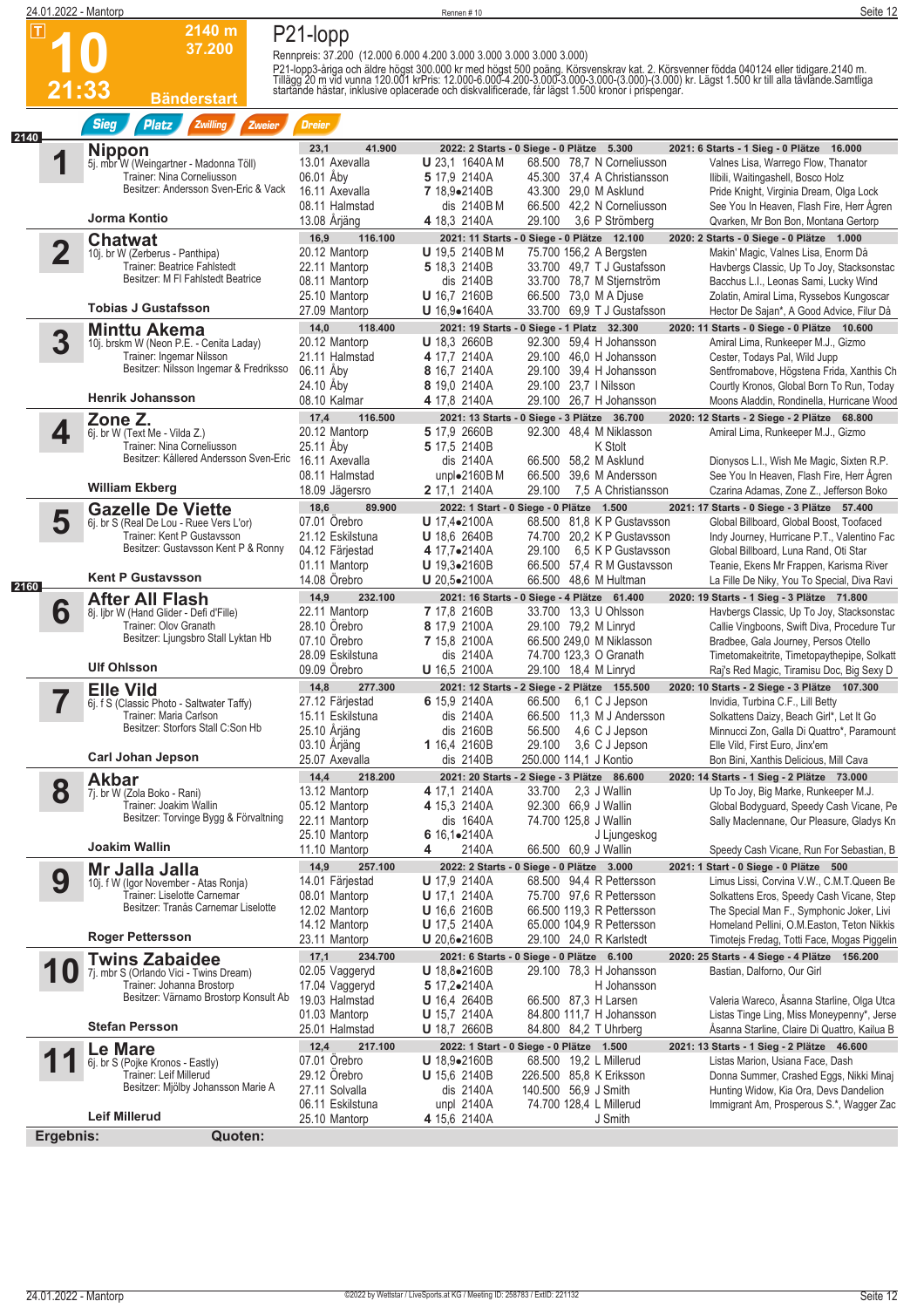# 10 — 21:33 — 2140 m — 37.200 — Bänderstart

## P21-lopp

Rennpreis: 37.200 (12.000 6.000 4.200 3.000 3.000 3.000 3.000 3.000)

P21-lopp3-åriga och äldre högst 300.000 kr med högst 500 poäng. Körsvenskrav kat. 2. Körsvenner födda 040124 eller tidigare.2140 m. Tillägg 20 m vid vunna 120.001 krPris: 12.000-6.000-4.200-3.000-3.000-3.000-(3.000)-(3.000) kr. Lägst 1.500 kr till alla tävlande.Samtliga startande hästar, inklusive oplacerade och diskvalificerade, får lägst 1.500 kronor i prispengar.

Sieg | Platz | Zwilling | Zweier | Dreier

**2140**

### 1 Nippon
5j. mbr W (Weingartner - Madonna Töll)
Trainer: Nina Corneliusson
Besitzer: Andersson Sven-Eric & Vack
**Jorma Kontio**

23,1 — 41.900 | 2022: 2 Starts - 0 Siege - 0 Plätze 5.300 | 2021: 6 Starts - 1 Sieg - 0 Plätze 16.000

| | | | | | | |
|---|---|---|---|---|---|---|
| 13.01 Axevalla | U 23,1 1640A M | 68.500 | 78,7 | N Corneliusson | Valnes Lisa, Warrego Flow, Thanator |
| 06.01 Åby | 5 17,9 2140A | 45.300 | 37,4 | A Christiansson | Ilibili, Waitingashell, Bosco Holz |
| 16.11 Axevalla | 7 18,9•2140B | 43.300 | 29,0 | M Asklund | Pride Knight, Virginia Dream, Olga Lock |
| 08.11 Halmstad | dis 2140B M | 66.500 | 42,2 | N Corneliusson | See You In Heaven, Flash Fire, Herr Ågren |
| 13.08 Årjäng | 4 18,3 2140A | 29.100 | 3,6 | P Strömberg | Qvarken, Mr Bon Bon, Montana Gertorp |

### 2 Chatwat
10j. br W (Zerberus - Panthipa)
Trainer: Beatrice Fahlstedt
Besitzer: M Fl Fahlstedt Beatrice
**Tobias J Gustafsson**

16,9 — 116.100 | 2021: 11 Starts - 0 Siege - 0 Plätze 12.100 | 2020: 2 Starts - 0 Siege - 0 Plätze 1.000

| | | | | | |
|---|---|---|---|---|---|
| 20.12 Mantorp | U 19,5 2140B M | 75.700 | 156,2 | A Bergsten | Makin' Magic, Valnes Lisa, Enorm Dà |
| 22.11 Mantorp | 5 18,3 2140B | 33.700 | 49,7 | T J Gustafsson | Havbergs Classic, Up To Joy, Stacksonstac |
| 08.11 Mantorp | dis 2140B | 33.700 | 78,7 | M Stjernström | Bacchus L.I., Leonas Sami, Lucky Wind |
| 25.10 Mantorp | U 16,7 2160B | 66.500 | 73,0 | M A Djuse | Zolatin, Amiral Lima, Ryssebos Kungoscar |
| 27.09 Mantorp | U 16,9•1640A | 33.700 | 69,9 | T J Gustafsson | Hector De Sajan*, A Good Advice, Filur Dà |

### 3 Minttu Akema
10j. brskm W (Neon P.E. - Cenita Laday)
Trainer: Ingemar Nilsson
Besitzer: Nilsson Ingemar & Fredriksso
**Henrik Johansson**

14,0 — 118.400 | 2021: 19 Starts - 0 Siege - 1 Platz 32.300 | 2020: 11 Starts - 0 Siege - 0 Plätze 10.600

| | | | | | |
|---|---|---|---|---|---|
| 20.12 Mantorp | U 18,3 2660B | 92.300 | 59,4 | H Johansson | Amiral Lima, Runkeeper M.J., Gizmo |
| 21.11 Halmstad | 4 17,7 2140A | 29.100 | 46,0 | H Johansson | Cester, Todays Pal, Wild Jupp |
| 06.11 Åby | 8 16,7 2140A | 29.100 | 89,3 | H Johansson | Sentfromabove, Högstena Frida, Xanthis Ch |
| 24.10 Åby | 8 19,0 2140A | 29.100 | 23,7 | I Nilsson | Courtly Kronos, Global Born To Run, Today |
| 08.10 Kalmar | 4 17,8 2140A | 29.100 | 26,7 | H Johansson | Moons Aladdin, Rondinella, Hurricane Wood |

### 4 Zone Z.
6j. br W (Text Me - Vilda Z.)
Trainer: Nina Corneliusson
Besitzer: Källered Andersson Sven-Eric
**William Ekberg**

17,4 — 116.500 | 2021: 13 Starts - 0 Siege - 3 Plätze 36.700 | 2020: 12 Starts - 2 Siege - 2 Plätze 68.800

| | | | | | |
|---|---|---|---|---|---|
| 20.12 Mantorp | 5 17,9 2660B | 92.300 | 48,4 | M Niklasson | Amiral Lima, Runkeeper M.J., Gizmo |
| 25.11 Åby | 5 17,5 2140B | | | K Stolt | |
| 16.11 Axevalla | dis 2140A | 66.500 | 58,2 | M Asklund | Dionysos L.I., Wish Me Magic, Sixten R.P. |
| 08.11 Halmstad | unpl•2160B M | 66.500 | 39,6 | M Andersson | See You In Heaven, Flash Fire, Herr Ågren |
| 18.09 Jägersro | 2 17,1 2140A | 29.100 | 7,5 | A Christiansson | Czarina Adamas, Zone Z., Jefferson Boko |

### 5 Gazelle De Viette
6j. br S (Real De Lou - Ruee Vers L'or)
Trainer: Kent P Gustavsson
Besitzer: Gustavsson Kent P & Ronny
**Kent P Gustavsson**

18,6 — 89.900 | 2022: 1 Start - 0 Siege - 0 Plätze 1.500 | 2021: 17 Starts - 0 Siege - 3 Plätze 57.400

| | | | | | |
|---|---|---|---|---|---|
| 07.01 Örebro | U 17,4•2100A | 68.500 | 81,8 | K P Gustavsson | Global Billboard, Global Boost, Toofaced |
| 21.12 Eskilstuna | U 18,6 2640B | 74.700 | 20,2 | K P Gustavsson | Indy Journey, Hurricane P.T., Valentino Fac |
| 04.12 Färjestad | 4 17,7•2140A | 29.100 | 6,5 | K P Gustavsson | Global Billboard, Luna Rand, Oti Star |
| 01.11 Mantorp | U 19,3•2160B | 66.500 | 57,4 | R M Gustavsson | Teanie, Ekens Mr Frappen, Karisma River |
| 14.08 Örebro | U 20,5•2100A | 66.500 | 48,6 | M Hultman | La Fille De Niky, You To Special, Diva Ravi |

**2160**

### 6 After All Flash
8j. ljbr W (Hand Glider - Defi d'Fille)
Trainer: Olov Granath
Besitzer: Ljungsbro Stall Lyktan Hb
**Ulf Ohlsson**

14,9 — 232.100 | 2021: 16 Starts - 0 Siege - 4 Plätze 61.400 | 2020: 19 Starts - 1 Sieg - 3 Plätze 71.800

| | | | | | |
|---|---|---|---|---|---|
| 22.11 Mantorp | 7 17,8 2160B | 33.700 | 13,3 | U Ohlsson | Havbergs Classic, Up To Joy, Stacksonstac |
| 28.10 Örebro | 8 17,9 2100A | 29.100 | 79,2 | M Linryd | Callie Vingbooms, Swift Diva, Procedure Tur |
| 07.10 Örebro | 7 15,8 2100A | 66.500 | 249,0 | M Niklasson | Bradbee, Gala Journey, Persos Otello |
| 28.09 Eskilstuna | dis 2140A | 74.700 | 123,3 | O Granath | Timetomakeitrite, Timetopaythepipe, Solkatt |
| 09.09 Örebro | U 16,5 2100A | 29.100 | 18,4 | M Linryd | Raj's Red Magic, Tiramisu Doc, Big Sexy D |

### 7 Elle Vild
6j. f S (Classic Photo - Saltwater Taffy)
Trainer: Maria Carlson
Besitzer: Storfors Stall C:Son Hb
**Carl Johan Jepson**

14,8 — 277.300 | 2021: 12 Starts - 2 Siege - 2 Plätze 155.500 | 2020: 10 Starts - 2 Siege - 2 Plätze 107.300

| | | | | | |
|---|---|---|---|---|---|
| 27.12 Färjestad | 6 15,9 2140A | 66.500 | 6,1 | C J Jepson | Invidia, Turbina C.F., Lill Betty |
| 15.11 Eskilstuna | dis 2140A | 66.500 | 11,3 | M J Andersson | Solkattens Daizy, Beach Girl*, Let It Go |
| 25.10 Årjäng | dis 2160B | 56.500 | 4,6 | C J Jepson | Minnucci Zon, Galla Di Quattro*, Paramount |
| 03.10 Årjäng | 1 16,4 2160B | 29.100 | 3,6 | C J Jepson | Elle Vild, First Euro, Jinx'em |
| 25.07 Axevalla | dis 2140B | 250.000 | 114,1 | J Kontio | Bon Bini, Xanthis Delicious, Mill Cava |

### 8 Akbar
7j. br W (Zola Boko - Rani)
Trainer: Joakim Wallin
Besitzer: Torvinge Bygg & Förvaltning
**Joakim Wallin**

14,4 — 218.200 | 2021: 20 Starts - 2 Siege - 3 Plätze 86.600 | 2020: 14 Starts - 1 Sieg - 2 Plätze 73.000

| | | | | | |
|---|---|---|---|---|---|
| 13.12 Mantorp | 4 17,1 2140A | 33.700 | 2,3 | J Wallin | Up To Joy, Big Marke, Runkeeper M.J. |
| 05.12 Mantorp | 4 15,3 2140A | 92.300 | 66,9 | J Wallin | Global Bodyguard, Speedy Cash Vicane, Pe |
| 22.11 Mantorp | dis 1640A | 74.700 | 125,8 | J Wallin | Sally Maclennane, Our Pleasure, Gladys Kn |
| 25.10 Mantorp | 6 16,1•2140A | | | J Ljungeskog | |
| 11.10 Mantorp | 4 2140A | 66.500 | 60,9 | J Wallin | Speedy Cash Vicane, Run For Sebastian, B |

### 9 Mr Jalla Jalla
10j. f W (Igor November - Atas Ronja)
Trainer: Liselotte Carnemar
Besitzer: Tranås Carnemar Liselotte
**Roger Pettersson**

14,9 — 257.100 | 2022: 2 Starts - 0 Siege - 0 Plätze 3.000 | 2021: 1 Start - 0 Siege - 0 Plätze 500

| | | | | | |
|---|---|---|---|---|---|
| 14.01 Färjestad | U 17,9 2140A | 68.500 | 94,4 | R Pettersson | Limus Lissi, Corvina V.W., C.M.T.Queen Be |
| 08.01 Mantorp | U 17,1 2140A | 75.700 | 97,6 | R Pettersson | Solkattens Eros, Speedy Cash Vicane, Step |
| 12.02 Mantorp | U 16,6 2160B | 66.500 | 119,3 | R Pettersson | The Special Man F., Symphonic Joker, Livi |
| 14.12 Mantorp | U 17,5 2140A | 65.000 | 104,9 | R Pettersson | Homeland Pellini, O.M.Easton, Teton Nikkis |
| 23.11 Mantorp | U 20,6•2160B | 29.100 | 24,0 | R Karlstedt | Timotejs Fredag, Totti Face, Mogas Piggelin |

### 10 Twins Zabaidee
7j. mbr S (Orlando Vici - Twins Dream)
Trainer: Johanna Brostorp
Besitzer: Värnamo Brostorp Konsult Ab
**Stefan Persson**

17,1 — 234.700 | 2021: 6 Starts - 0 Siege - 0 Plätze 6.100 | 2020: 25 Starts - 4 Siege - 4 Plätze 156.200

| | | | | | |
|---|---|---|---|---|---|
| 02.05 Vaggeryd | U 18,8•2160B | 29.100 | 78,3 | H Johansson | Bastian, Dalforno, Our Girl |
| 17.04 Vaggeryd | 5 17,2•2140A | | | H Johansson | |
| 19.03 Halmstad | U 16,4 2640B | 66.500 | 87,3 | H Larsen | Valeria Wareco, Åsanna Starline, Olga Utca |
| 01.03 Mantorp | U 15,7 2140A | 84.800 | 111,7 | H Johansson | Listas Tinge Ling, Miss Moneypenny*, Jerse |
| 25.01 Halmstad | U 18,7 2660B | 84.800 | 84,2 | T Uhrberg | Åsanna Starline, Claire Di Quattro, Kailua B |

### 11 Le Mare
6j. br S (Pojke Kronos - Eastly)
Trainer: Leif Millerud
Besitzer: Mjölby Johansson Marie A
**Leif Millerud**

12,4 — 217.100 | 2022: 1 Start - 0 Siege - 0 Plätze 1.500 | 2021: 13 Starts - 1 Sieg - 2 Plätze 46.600

| | | | | | |
|---|---|---|---|---|---|
| 07.01 Örebro | U 18,9•2160B | 68.500 | 19,2 | L Millerud | Listas Marion, Usiana Face, Dash |
| 29.12 Örebro | U 15,6 2140B | 226.500 | 86,8 | K Eriksson | Donna Summer, Crashed Eggs, Nikki Minaj |
| 27.11 Solvalla | dis 2140A | 140.500 | 56,9 | J Smith | Hunting Widow, Kia Ora, Devs Dandelion |
| 06.11 Eskilstuna | unpl 2140A | 74.700 | 128,4 | L Millerud | Immigrant Am, Prosperous S.*, Wagger Zac |
| 25.10 Mantorp | 4 15,6 2140A | | | J Smith | |

**Ergebnis:** **Quoten:**